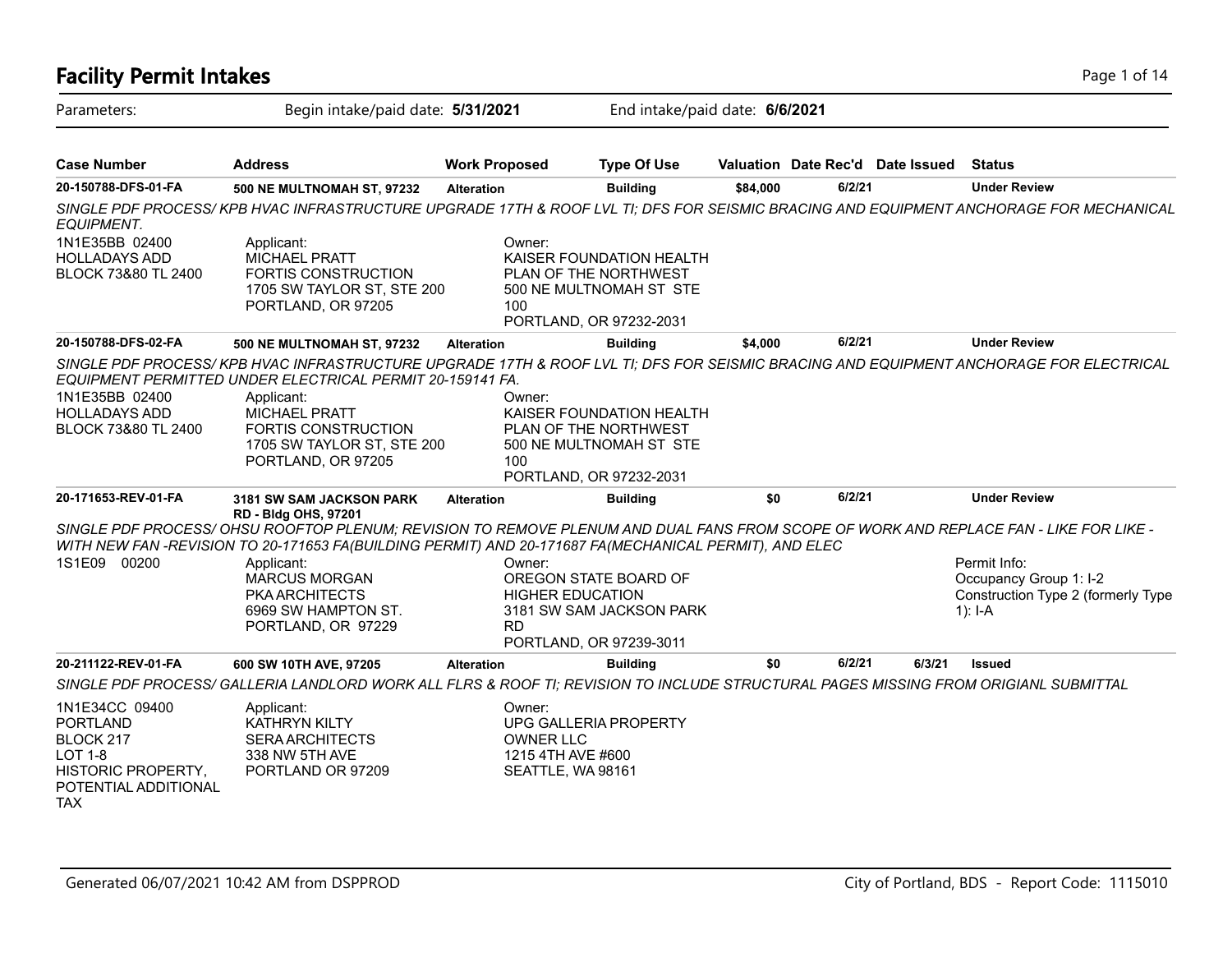# Facility Permit Intakes

Parameters: Begin intake/paid date: **5/31/2021** End intake/paid date: **6/6/2021**

| Case Number | Address | Work Proposed | Type Of Use | Valuation | Date Rec'd | Date Issued | Status |
|---|---|---|---|---|---|---|---|
| **20-150788-DFS-01-FA** | **500 NE MULTNOMAH ST, 97232** | **Alteration** | **Building** | **$84,000** | **6/2/21** | | **Under Review** |

*SINGLE PDF PROCESS/ KPB HVAC INFRASTRUCTURE UPGRADE 17TH & ROOF LVL TI; DFS FOR SEISMIC BRACING AND EQUIPMENT ANCHORAGE FOR MECHANICAL EQUIPMENT.*

1N1E35BB 02400
HOLLADAYS ADD
BLOCK 73&80 TL 2400

Applicant:
MICHAEL PRATT
FORTIS CONSTRUCTION
1705 SW TAYLOR ST, STE 200
PORTLAND, OR 97205

Owner:
KAISER FOUNDATION HEALTH PLAN OF THE NORTHWEST
500 NE MULTNOMAH ST STE 100
PORTLAND, OR 97232-2031

| Case Number | Address | Work Proposed | Type Of Use | Valuation | Date Rec'd | Date Issued | Status |
|---|---|---|---|---|---|---|---|
| **20-150788-DFS-02-FA** | **500 NE MULTNOMAH ST, 97232** | **Alteration** | **Building** | **$4,000** | **6/2/21** | | **Under Review** |

*SINGLE PDF PROCESS/ KPB HVAC INFRASTRUCTURE UPGRADE 17TH & ROOF LVL TI; DFS FOR SEISMIC BRACING AND EQUIPMENT ANCHORAGE FOR ELECTRICAL EQUIPMENT PERMITTED UNDER ELECTRICAL PERMIT 20-159141 FA.*

1N1E35BB 02400
HOLLADAYS ADD
BLOCK 73&80 TL 2400

Applicant:
MICHAEL PRATT
FORTIS CONSTRUCTION
1705 SW TAYLOR ST, STE 200
PORTLAND, OR 97205

Owner:
KAISER FOUNDATION HEALTH PLAN OF THE NORTHWEST
500 NE MULTNOMAH ST STE 100
PORTLAND, OR 97232-2031

| Case Number | Address | Work Proposed | Type Of Use | Valuation | Date Rec'd | Date Issued | Status |
|---|---|---|---|---|---|---|---|
| **20-171653-REV-01-FA** | **3181 SW SAM JACKSON PARK RD - Bldg OHS, 97201** | **Alteration** | **Building** | **$0** | **6/2/21** | | **Under Review** |

*SINGLE PDF PROCESS/ OHSU ROOFTOP PLENUM; REVISION TO REMOVE PLENUM AND DUAL FANS FROM SCOPE OF WORK AND REPLACE FAN - LIKE FOR LIKE - WITH NEW FAN -REVISION TO 20-171653 FA(BUILDING PERMIT) AND 20-171687 FA(MECHANICAL PERMIT), AND ELEC*

1S1E09 00200

Applicant:
MARCUS MORGAN
PKA ARCHITECTS
6969 SW HAMPTON ST.
PORTLAND, OR 97229

Owner:
OREGON STATE BOARD OF HIGHER EDUCATION
3181 SW SAM JACKSON PARK RD
PORTLAND, OR 97239-3011

Permit Info:
Occupancy Group 1: I-2
Construction Type 2 (formerly Type 1): I-A

| Case Number | Address | Work Proposed | Type Of Use | Valuation | Date Rec'd | Date Issued | Status |
|---|---|---|---|---|---|---|---|
| **20-211122-REV-01-FA** | **600 SW 10TH AVE, 97205** | **Alteration** | **Building** | **$0** | **6/2/21** | **6/3/21** | **Issued** |

*SINGLE PDF PROCESS/ GALLERIA LANDLORD WORK ALL FLRS & ROOF TI; REVISION TO INCLUDE STRUCTURAL PAGES MISSING FROM ORIGIANL SUBMITTAL*

1N1E34CC 09400
PORTLAND
BLOCK 217
LOT 1-8
HISTORIC PROPERTY, POTENTIAL ADDITIONAL TAX

Applicant:
KATHRYN KILTY
SERA ARCHITECTS
338 NW 5TH AVE
PORTLAND OR 97209

Owner:
UPG GALLERIA PROPERTY OWNER LLC
1215 4TH AVE #600
SEATTLE, WA 98161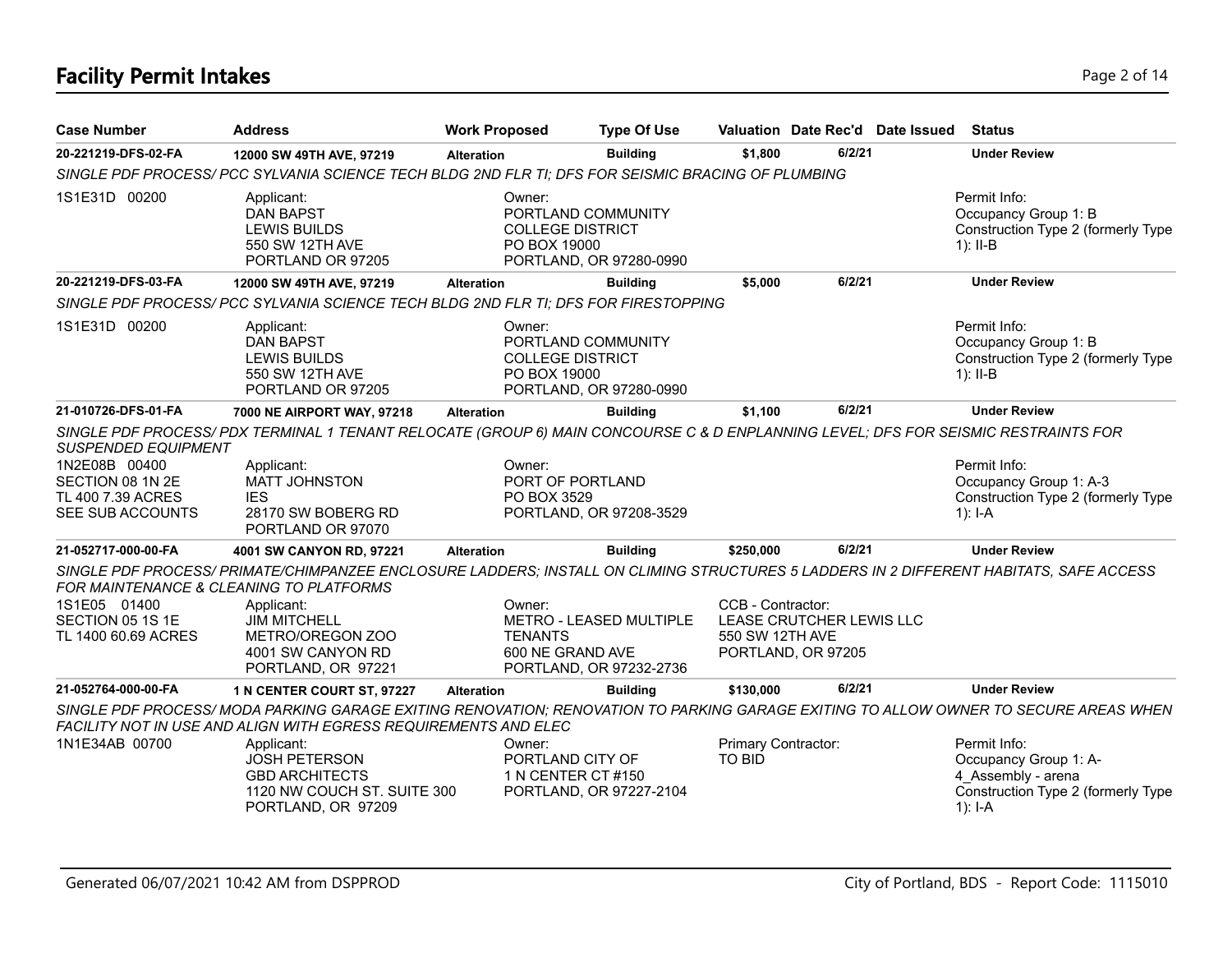# Facility Permit Intakes

| Case Number | Address | Work Proposed | Type Of Use | Valuation | Date Rec'd | Date Issued | Status |
|---|---|---|---|---|---|---|---|
| **20-221219-DFS-02-FA** | **12000 SW 49TH AVE, 97219** | **Alteration** | **Building** | **$1,800** | **6/2/21** | | **Under Review** |

*SINGLE PDF PROCESS/ PCC SYLVANIA SCIENCE TECH BLDG 2ND FLR TI; DFS FOR SEISMIC BRACING OF PLUMBING*

1S1E31D 00200

Applicant:
DAN BAPST
LEWIS BUILDS
550 SW 12TH AVE
PORTLAND OR 97205

Owner:
PORTLAND COMMUNITY
COLLEGE DISTRICT
PO BOX 19000
PORTLAND, OR 97280-0990

Permit Info:
Occupancy Group 1: B
Construction Type 2 (formerly Type 1): II-B

| Case Number | Address | Work Proposed | Type Of Use | Valuation | Date Rec'd | Date Issued | Status |
|---|---|---|---|---|---|---|---|
| **20-221219-DFS-03-FA** | **12000 SW 49TH AVE, 97219** | **Alteration** | **Building** | **$5,000** | **6/2/21** | | **Under Review** |

*SINGLE PDF PROCESS/ PCC SYLVANIA SCIENCE TECH BLDG 2ND FLR TI; DFS FOR FIRESTOPPING*

1S1E31D 00200

Applicant:
DAN BAPST
LEWIS BUILDS
550 SW 12TH AVE
PORTLAND OR 97205

Owner:
PORTLAND COMMUNITY
COLLEGE DISTRICT
PO BOX 19000
PORTLAND, OR 97280-0990

Permit Info:
Occupancy Group 1: B
Construction Type 2 (formerly Type 1): II-B

| Case Number | Address | Work Proposed | Type Of Use | Valuation | Date Rec'd | Date Issued | Status |
|---|---|---|---|---|---|---|---|
| **21-010726-DFS-01-FA** | **7000 NE AIRPORT WAY, 97218** | **Alteration** | **Building** | **$1,100** | **6/2/21** | | **Under Review** |

*SINGLE PDF PROCESS/ PDX TERMINAL 1 TENANT RELOCATE (GROUP 6) MAIN CONCOURSE C & D ENPLANNING LEVEL; DFS FOR SEISMIC RESTRAINTS FOR SUSPENDED EQUIPMENT*

1N2E08B 00400
SECTION 08 1N 2E
TL 400 7.39 ACRES
SEE SUB ACCOUNTS

Applicant:
MATT JOHNSTON
IES
28170 SW BOBERG RD
PORTLAND OR 97070

Owner:
PORT OF PORTLAND
PO BOX 3529
PORTLAND, OR 97208-3529

Permit Info:
Occupancy Group 1: A-3
Construction Type 2 (formerly Type 1): I-A

| Case Number | Address | Work Proposed | Type Of Use | Valuation | Date Rec'd | Date Issued | Status |
|---|---|---|---|---|---|---|---|
| **21-052717-000-00-FA** | **4001 SW CANYON RD, 97221** | **Alteration** | **Building** | **$250,000** | **6/2/21** | | **Under Review** |

*SINGLE PDF PROCESS/ PRIMATE/CHIMPANZEE ENCLOSURE LADDERS; INSTALL ON CLIMING STRUCTURES 5 LADDERS IN 2 DIFFERENT HABITATS, SAFE ACCESS FOR MAINTENANCE & CLEANING TO PLATFORMS*

1S1E05 01400
SECTION 05 1S 1E
TL 1400 60.69 ACRES

Applicant:
JIM MITCHELL
METRO/OREGON ZOO
4001 SW CANYON RD
PORTLAND, OR 97221

Owner:
METRO - LEASED MULTIPLE
TENANTS
600 NE GRAND AVE
PORTLAND, OR 97232-2736

CCB - Contractor:
LEASE CRUTCHER LEWIS LLC
550 SW 12TH AVE
PORTLAND, OR 97205

| Case Number | Address | Work Proposed | Type Of Use | Valuation | Date Rec'd | Date Issued | Status |
|---|---|---|---|---|---|---|---|
| **21-052764-000-00-FA** | **1 N CENTER COURT ST, 97227** | **Alteration** | **Building** | **$130,000** | **6/2/21** | | **Under Review** |

*SINGLE PDF PROCESS/ MODA PARKING GARAGE EXITING RENOVATION; RENOVATION TO PARKING GARAGE EXITING TO ALLOW OWNER TO SECURE AREAS WHEN FACILITY NOT IN USE AND ALIGN WITH EGRESS REQUIREMENTS AND ELEC*

1N1E34AB 00700

Applicant:
JOSH PETERSON
GBD ARCHITECTS
1120 NW COUCH ST. SUITE 300
PORTLAND, OR 97209

Owner:
PORTLAND CITY OF
1 N CENTER CT #150
PORTLAND, OR 97227-2104

Primary Contractor:
TO BID

Permit Info:
Occupancy Group 1: A-4_Assembly - arena
Construction Type 2 (formerly Type 1): I-A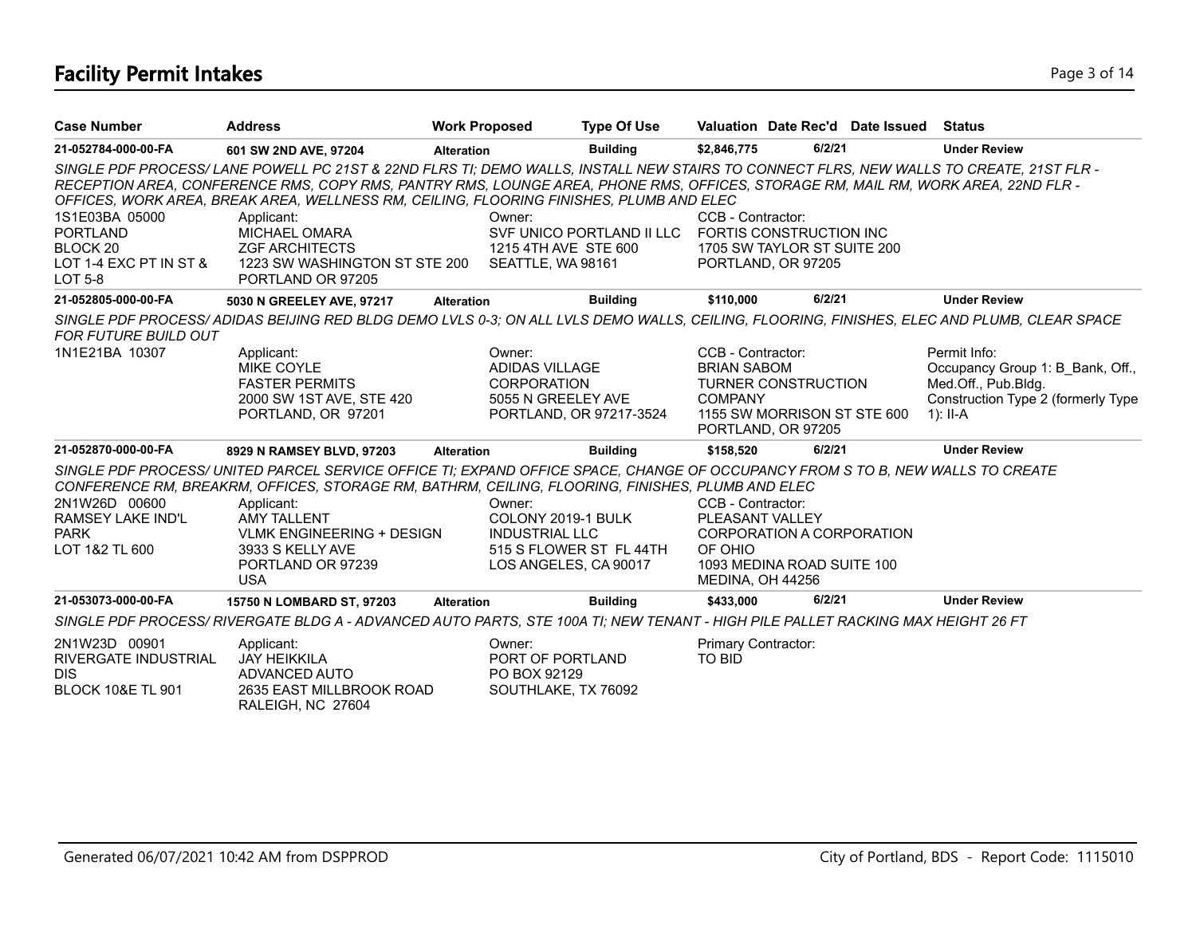## Facility Permit Intakes

| Case Number | Address | Work Proposed | Type Of Use | Valuation | Date Rec'd | Date Issued | Status |
|---|---|---|---|---|---|---|---|
| 21-052784-000-00-FA | 601 SW 2ND AVE, 97204 | Alteration | Building | $2,846,775 | 6/2/21 | | Under Review |

*SINGLE PDF PROCESS/ LANE POWELL PC 21ST & 22ND FLRS TI; DEMO WALLS, INSTALL NEW STAIRS TO CONNECT FLRS, NEW WALLS TO CREATE, 21ST FLR - RECEPTION AREA, CONFERENCE RMS, COPY RMS, PANTRY RMS, LOUNGE AREA, PHONE RMS, OFFICES, STORAGE RM, MAIL RM, WORK AREA, 22ND FLR - OFFICES, WORK AREA, BREAK AREA, WELLNESS RM, CEILING, FLOORING FINISHES, PLUMB AND ELEC*

1S1E03BA 05000
PORTLAND
BLOCK 20
LOT 1-4 EXC PT IN ST &
LOT 5-8

Applicant:
MICHAEL OMARA
ZGF ARCHITECTS
1223 SW WASHINGTON ST STE 200
PORTLAND OR 97205

Owner:
SVF UNICO PORTLAND II LLC
1215 4TH AVE STE 600
SEATTLE, WA 98161

CCB - Contractor:
FORTIS CONSTRUCTION INC
1705 SW TAYLOR ST SUITE 200
PORTLAND, OR 97205

| Case Number | Address | Work Proposed | Type Of Use | Valuation | Date Rec'd | Date Issued | Status |
|---|---|---|---|---|---|---|---|
| 21-052805-000-00-FA | 5030 N GREELEY AVE, 97217 | Alteration | Building | $110,000 | 6/2/21 | | Under Review |

*SINGLE PDF PROCESS/ ADIDAS BEIJING RED BLDG DEMO LVLS 0-3; ON ALL LVLS DEMO WALLS, CEILING, FLOORING, FINISHES, ELEC AND PLUMB, CLEAR SPACE FOR FUTURE BUILD OUT*

1N1E21BA 10307

Applicant:
MIKE COYLE
FASTER PERMITS
2000 SW 1ST AVE, STE 420
PORTLAND, OR 97201

Owner:
ADIDAS VILLAGE
CORPORATION
5055 N GREELEY AVE
PORTLAND, OR 97217-3524

CCB - Contractor:
BRIAN SABOM
TURNER CONSTRUCTION
COMPANY
1155 SW MORRISON ST STE 600
PORTLAND, OR 97205

Permit Info:
Occupancy Group 1: B_Bank, Off., Med.Off., Pub.Bldg.
Construction Type 2 (formerly Type 1): II-A

| Case Number | Address | Work Proposed | Type Of Use | Valuation | Date Rec'd | Date Issued | Status |
|---|---|---|---|---|---|---|---|
| 21-052870-000-00-FA | 8929 N RAMSEY BLVD, 97203 | Alteration | Building | $158,520 | 6/2/21 | | Under Review |

*SINGLE PDF PROCESS/ UNITED PARCEL SERVICE OFFICE TI; EXPAND OFFICE SPACE, CHANGE OF OCCUPANCY FROM S TO B, NEW WALLS TO CREATE CONFERENCE RM, BREAKRM, OFFICES, STORAGE RM, BATHRM, CEILING, FLOORING, FINISHES, PLUMB AND ELEC*

2N1W26D 00600
RAMSEY LAKE IND'L
PARK
LOT 1&2 TL 600

Applicant:
AMY TALLENT
VLMK ENGINEERING + DESIGN
3933 S KELLY AVE
PORTLAND OR 97239
USA

Owner:
COLONY 2019-1 BULK
INDUSTRIAL LLC
515 S FLOWER ST FL 44TH
LOS ANGELES, CA 90017

CCB - Contractor:
PLEASANT VALLEY
CORPORATION A CORPORATION
OF OHIO
1093 MEDINA ROAD SUITE 100
MEDINA, OH 44256

| Case Number | Address | Work Proposed | Type Of Use | Valuation | Date Rec'd | Date Issued | Status |
|---|---|---|---|---|---|---|---|
| 21-053073-000-00-FA | 15750 N LOMBARD ST, 97203 | Alteration | Building | $433,000 | 6/2/21 | | Under Review |

*SINGLE PDF PROCESS/ RIVERGATE BLDG A - ADVANCED AUTO PARTS, STE 100A TI; NEW TENANT - HIGH PILE PALLET RACKING MAX HEIGHT 26 FT*

2N1W23D 00901
RIVERGATE INDUSTRIAL
DIS
BLOCK 10&E TL 901

Applicant:
JAY HEIKKILA
ADVANCED AUTO
2635 EAST MILLBROOK ROAD
RALEIGH, NC 27604

Owner:
PORT OF PORTLAND
PO BOX 92129
SOUTHLAKE, TX 76092

Primary Contractor:
TO BID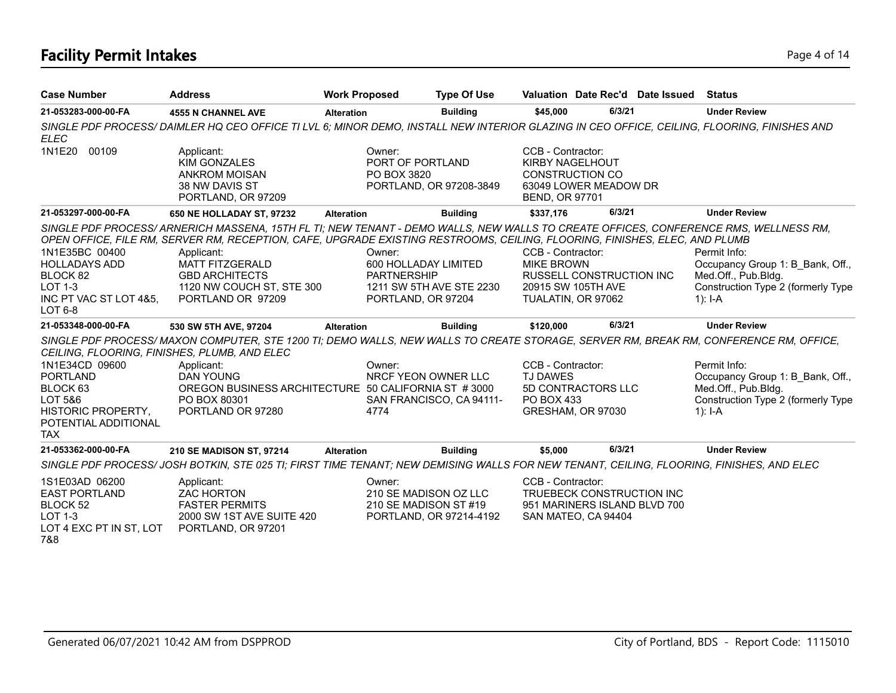# Facility Permit Intakes

| Case Number | Address | Work Proposed | Type Of Use | Valuation | Date Rec'd | Date Issued | Status |
|---|---|---|---|---|---|---|---|
| 21-053283-000-00-FA | 4555 N CHANNEL AVE | Alteration | Building | $45,000 | 6/3/21 | | Under Review |

*SINGLE PDF PROCESS/ DAIMLER HQ CEO OFFICE TI LVL 6; MINOR DEMO, INSTALL NEW INTERIOR GLAZING IN CEO OFFICE, CEILING, FLOORING, FINISHES AND ELEC*

1N1E20 00109

Applicant:
KIM GONZALES
ANKROM MOISAN
38 NW DAVIS ST
PORTLAND, OR 97209

Owner:
PORT OF PORTLAND
PO BOX 3820
PORTLAND, OR 97208-3849

CCB - Contractor:
KIRBY NAGELHOUT
CONSTRUCTION CO
63049 LOWER MEADOW DR
BEND, OR 97701

| Case Number | Address | Work Proposed | Type Of Use | Valuation | Date Rec'd | Date Issued | Status |
|---|---|---|---|---|---|---|---|
| 21-053297-000-00-FA | 650 NE HOLLADAY ST, 97232 | Alteration | Building | $337,176 | 6/3/21 | | Under Review |

*SINGLE PDF PROCESS/ ARNERICH MASSENA, 15TH FL TI; NEW TENANT - DEMO WALLS, NEW WALLS TO CREATE OFFICES, CONFERENCE RMS, WELLNESS RM, OPEN OFFICE, FILE RM, SERVER RM, RECEPTION, CAFE, UPGRADE EXISTING RESTROOMS, CEILING, FLOORING, FINISHES, ELEC, AND PLUMB*

1N1E35BC 00400
HOLLADAYS ADD
BLOCK 82
LOT 1-3
INC PT VAC ST LOT 4&5,
LOT 6-8

Applicant:
MATT FITZGERALD
GBD ARCHITECTS
1120 NW COUCH ST, STE 300
PORTLAND OR 97209

Owner:
600 HOLLADAY LIMITED
PARTNERSHIP
1211 SW 5TH AVE STE 2230
PORTLAND, OR 97204

CCB - Contractor:
MIKE BROWN
RUSSELL CONSTRUCTION INC
20915 SW 105TH AVE
TUALATIN, OR 97062

Permit Info:
Occupancy Group 1: B_Bank, Off., Med.Off., Pub.Bldg.
Construction Type 2 (formerly Type 1): I-A

| Case Number | Address | Work Proposed | Type Of Use | Valuation | Date Rec'd | Date Issued | Status |
|---|---|---|---|---|---|---|---|
| 21-053348-000-00-FA | 530 SW 5TH AVE, 97204 | Alteration | Building | $120,000 | 6/3/21 | | Under Review |

*SINGLE PDF PROCESS/ MAXON COMPUTER, STE 1200 TI; DEMO WALLS, NEW WALLS TO CREATE STORAGE, SERVER RM, BREAK RM, CONFERENCE RM, OFFICE, CEILING, FLOORING, FINISHES, PLUMB, AND ELEC*

1N1E34CD 09600
PORTLAND
BLOCK 63
LOT 5&6
HISTORIC PROPERTY,
POTENTIAL ADDITIONAL
TAX

Applicant:
DAN YOUNG
OREGON BUSINESS ARCHITECTURE
PO BOX 80301
PORTLAND OR 97280

Owner:
NRCF YEON OWNER LLC
50 CALIFORNIA ST # 3000
SAN FRANCISCO, CA 94111-4774

CCB - Contractor:
TJ DAWES
5D CONTRACTORS LLC
PO BOX 433
GRESHAM, OR 97030

Permit Info:
Occupancy Group 1: B_Bank, Off., Med.Off., Pub.Bldg.
Construction Type 2 (formerly Type 1): I-A

| Case Number | Address | Work Proposed | Type Of Use | Valuation | Date Rec'd | Date Issued | Status |
|---|---|---|---|---|---|---|---|
| 21-053362-000-00-FA | 210 SE MADISON ST, 97214 | Alteration | Building | $5,000 | 6/3/21 | | Under Review |

*SINGLE PDF PROCESS/ JOSH BOTKIN, STE 025 TI; FIRST TIME TENANT; NEW DEMISING WALLS FOR NEW TENANT, CEILING, FLOORING, FINISHES, AND ELEC*

1S1E03AD 06200
EAST PORTLAND
BLOCK 52
LOT 1-3
LOT 4 EXC PT IN ST, LOT 7&8

Applicant:
ZAC HORTON
FASTER PERMITS
2000 SW 1ST AVE SUITE 420
PORTLAND, OR 97201

Owner:
210 SE MADISON OZ LLC
210 SE MADISON ST #19
PORTLAND, OR 97214-4192

CCB - Contractor:
TRUEBECK CONSTRUCTION INC
951 MARINERS ISLAND BLVD 700
SAN MATEO, CA 94404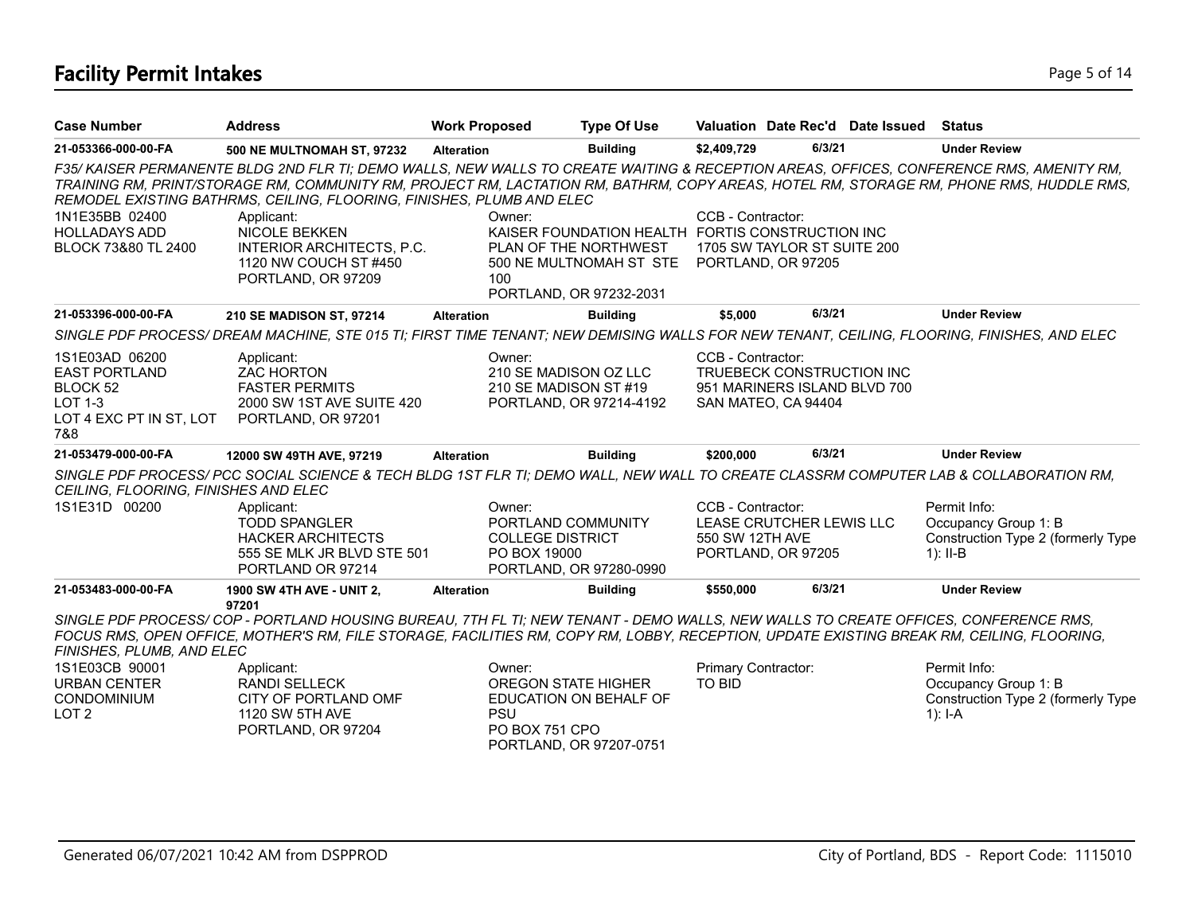# Facility Permit Intakes

| Case Number | Address | Work Proposed | Type Of Use | Valuation | Date Rec'd | Date Issued | Status |
|---|---|---|---|---|---|---|---|
| 21-053366-000-00-FA | 500 NE MULTNOMAH ST, 97232 | Alteration | Building | $2,409,729 | 6/3/21 | | Under Review |

*F35/ KAISER PERMANENTE BLDG 2ND FLR TI; DEMO WALLS, NEW WALLS TO CREATE WAITING & RECEPTION AREAS, OFFICES, CONFERENCE RMS, AMENITY RM, TRAINING RM, PRINT/STORAGE RM, COMMUNITY RM, PROJECT RM, LACTATION RM, BATHRM, COPY AREAS, HOTEL RM, STORAGE RM, PHONE RMS, HUDDLE RMS, REMODEL EXISTING BATHRMS, CEILING, FLOORING, FINISHES, PLUMB AND ELEC*

1N1E35BB 02400
HOLLADAYS ADD
BLOCK 73&80 TL 2400

Applicant:
NICOLE BEKKEN
INTERIOR ARCHITECTS, P.C.
1120 NW COUCH ST #450
PORTLAND, OR 97209

Owner:
KAISER FOUNDATION HEALTH PLAN OF THE NORTHWEST
500 NE MULTNOMAH ST STE 100
PORTLAND, OR 97232-2031

CCB - Contractor:
FORTIS CONSTRUCTION INC
1705 SW TAYLOR ST SUITE 200
PORTLAND, OR 97205

| Case Number | Address | Work Proposed | Type Of Use | Valuation | Date Rec'd | Date Issued | Status |
|---|---|---|---|---|---|---|---|
| 21-053396-000-00-FA | 210 SE MADISON ST, 97214 | Alteration | Building | $5,000 | 6/3/21 | | Under Review |

*SINGLE PDF PROCESS/ DREAM MACHINE, STE 015 TI; FIRST TIME TENANT; NEW DEMISING WALLS FOR NEW TENANT, CEILING, FLOORING, FINISHES, AND ELEC*

1S1E03AD 06200
EAST PORTLAND
BLOCK 52
LOT 1-3
LOT 4 EXC PT IN ST, LOT 7&8

Applicant:
ZAC HORTON
FASTER PERMITS
2000 SW 1ST AVE SUITE 420
PORTLAND, OR 97201

Owner:
210 SE MADISON OZ LLC
210 SE MADISON ST #19
PORTLAND, OR 97214-4192

CCB - Contractor:
TRUEBECK CONSTRUCTION INC
951 MARINERS ISLAND BLVD 700
SAN MATEO, CA 94404

| Case Number | Address | Work Proposed | Type Of Use | Valuation | Date Rec'd | Date Issued | Status |
|---|---|---|---|---|---|---|---|
| 21-053479-000-00-FA | 12000 SW 49TH AVE, 97219 | Alteration | Building | $200,000 | 6/3/21 | | Under Review |

*SINGLE PDF PROCESS/ PCC SOCIAL SCIENCE & TECH BLDG 1ST FLR TI; DEMO WALL, NEW WALL TO CREATE CLASSRM COMPUTER LAB & COLLABORATION RM, CEILING, FLOORING, FINISHES AND ELEC*

1S1E31D 00200

Applicant:
TODD SPANGLER
HACKER ARCHITECTS
555 SE MLK JR BLVD STE 501
PORTLAND OR 97214

Owner:
PORTLAND COMMUNITY COLLEGE DISTRICT
PO BOX 19000
PORTLAND, OR 97280-0990

CCB - Contractor:
LEASE CRUTCHER LEWIS LLC
550 SW 12TH AVE
PORTLAND, OR 97205

Permit Info:
Occupancy Group 1: B
Construction Type 2 (formerly Type 1): II-B

| Case Number | Address | Work Proposed | Type Of Use | Valuation | Date Rec'd | Date Issued | Status |
|---|---|---|---|---|---|---|---|
| 21-053483-000-00-FA | 1900 SW 4TH AVE - UNIT 2, 97201 | Alteration | Building | $550,000 | 6/3/21 | | Under Review |

*SINGLE PDF PROCESS/ COP - PORTLAND HOUSING BUREAU, 7TH FL TI; NEW TENANT - DEMO WALLS, NEW WALLS TO CREATE OFFICES, CONFERENCE RMS, FOCUS RMS, OPEN OFFICE, MOTHER'S RM, FILE STORAGE, FACILITIES RM, COPY RM, LOBBY, RECEPTION, UPDATE EXISTING BREAK RM, CEILING, FLOORING, FINISHES, PLUMB, AND ELEC*

1S1E03CB 90001
URBAN CENTER CONDOMINIUM
LOT 2

Applicant:
RANDI SELLECK
CITY OF PORTLAND OMF
1120 SW 5TH AVE
PORTLAND, OR 97204

Owner:
OREGON STATE HIGHER EDUCATION ON BEHALF OF PSU
PO BOX 751 CPO
PORTLAND, OR 97207-0751

Primary Contractor:
TO BID

Permit Info:
Occupancy Group 1: B
Construction Type 2 (formerly Type 1): I-A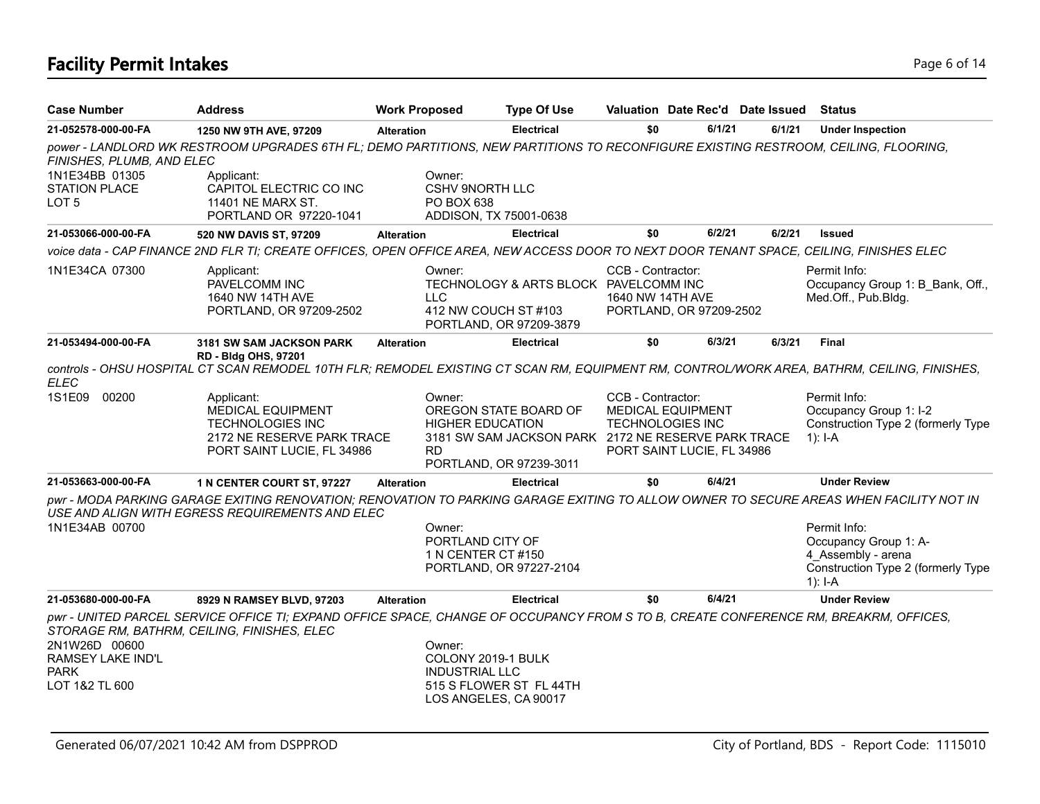# Facility Permit Intakes

| Case Number | Address | Work Proposed | Type Of Use | Valuation | Date Rec'd | Date Issued | Status |
|---|---|---|---|---|---|---|---|
| 21-052578-000-00-FA | 1250 NW 9TH AVE, 97209 | Alteration | Electrical | $0 | 6/1/21 | 6/1/21 | Under Inspection |

*power - LANDLORD WK RESTROOM UPGRADES 6TH FL; DEMO PARTITIONS, NEW PARTITIONS TO RECONFIGURE EXISTING RESTROOM, CEILING, FLOORING, FINISHES, PLUMB, AND ELEC*

1N1E34BB 01305
STATION PLACE
LOT 5

Applicant:
CAPITOL ELECTRIC CO INC
11401 NE MARX ST.
PORTLAND OR 97220-1041

Owner:
CSHV 9NORTH LLC
PO BOX 638
ADDISON, TX 75001-0638

| Case Number | Address | Work Proposed | Type Of Use | Valuation | Date Rec'd | Date Issued | Status |
|---|---|---|---|---|---|---|---|
| 21-053066-000-00-FA | 520 NW DAVIS ST, 97209 | Alteration | Electrical | $0 | 6/2/21 | 6/2/21 | Issued |

*voice data - CAP FINANCE 2ND FLR TI; CREATE OFFICES, OPEN OFFICE AREA, NEW ACCESS DOOR TO NEXT DOOR TENANT SPACE, CEILING, FINISHES ELEC*

1N1E34CA 07300

Applicant:
PAVELCOMM INC
1640 NW 14TH AVE
PORTLAND, OR 97209-2502

Owner:
TECHNOLOGY & ARTS BLOCK LLC
412 NW COUCH ST #103
PORTLAND, OR 97209-3879

CCB - Contractor:
PAVELCOMM INC
1640 NW 14TH AVE
PORTLAND, OR 97209-2502

Permit Info:
Occupancy Group 1: B_Bank, Off., Med.Off., Pub.Bldg.

| Case Number | Address | Work Proposed | Type Of Use | Valuation | Date Rec'd | Date Issued | Status |
|---|---|---|---|---|---|---|---|
| 21-053494-000-00-FA | 3181 SW SAM JACKSON PARK RD - Bldg OHS, 97201 | Alteration | Electrical | $0 | 6/3/21 | 6/3/21 | Final |

*controls - OHSU HOSPITAL CT SCAN REMODEL 10TH FLR; REMODEL EXISTING CT SCAN RM, EQUIPMENT RM, CONTROL/WORK AREA, BATHRM, CEILING, FINISHES, ELEC*

1S1E09 00200

Applicant:
MEDICAL EQUIPMENT TECHNOLOGIES INC
2172 NE RESERVE PARK TRACE
PORT SAINT LUCIE, FL 34986

Owner:
OREGON STATE BOARD OF HIGHER EDUCATION
3181 SW SAM JACKSON PARK RD
PORTLAND, OR 97239-3011

CCB - Contractor:
MEDICAL EQUIPMENT TECHNOLOGIES INC
2172 NE RESERVE PARK TRACE
PORT SAINT LUCIE, FL 34986

Permit Info:
Occupancy Group 1: I-2
Construction Type 2 (formerly Type 1): I-A

| Case Number | Address | Work Proposed | Type Of Use | Valuation | Date Rec'd | Date Issued | Status |
|---|---|---|---|---|---|---|---|
| 21-053663-000-00-FA | 1 N CENTER COURT ST, 97227 | Alteration | Electrical | $0 | 6/4/21 | | Under Review |

*pwr - MODA PARKING GARAGE EXITING RENOVATION; RENOVATION TO PARKING GARAGE EXITING TO ALLOW OWNER TO SECURE AREAS WHEN FACILITY NOT IN USE AND ALIGN WITH EGRESS REQUIREMENTS AND ELEC*

1N1E34AB 00700

Owner:
PORTLAND CITY OF
1 N CENTER CT #150
PORTLAND, OR 97227-2104

Permit Info:
Occupancy Group 1: A-4_Assembly - arena
Construction Type 2 (formerly Type 1): I-A

| Case Number | Address | Work Proposed | Type Of Use | Valuation | Date Rec'd | Date Issued | Status |
|---|---|---|---|---|---|---|---|
| 21-053680-000-00-FA | 8929 N RAMSEY BLVD, 97203 | Alteration | Electrical | $0 | 6/4/21 | | Under Review |

*pwr - UNITED PARCEL SERVICE OFFICE TI; EXPAND OFFICE SPACE, CHANGE OF OCCUPANCY FROM S TO B, CREATE CONFERENCE RM, BREAKRM, OFFICES, STORAGE RM, BATHRM, CEILING, FINISHES, ELEC*

2N1W26D 00600
RAMSEY LAKE IND'L PARK
LOT 1&2 TL 600

Owner:
COLONY 2019-1 BULK INDUSTRIAL LLC
515 S FLOWER ST FL 44TH
LOS ANGELES, CA 90017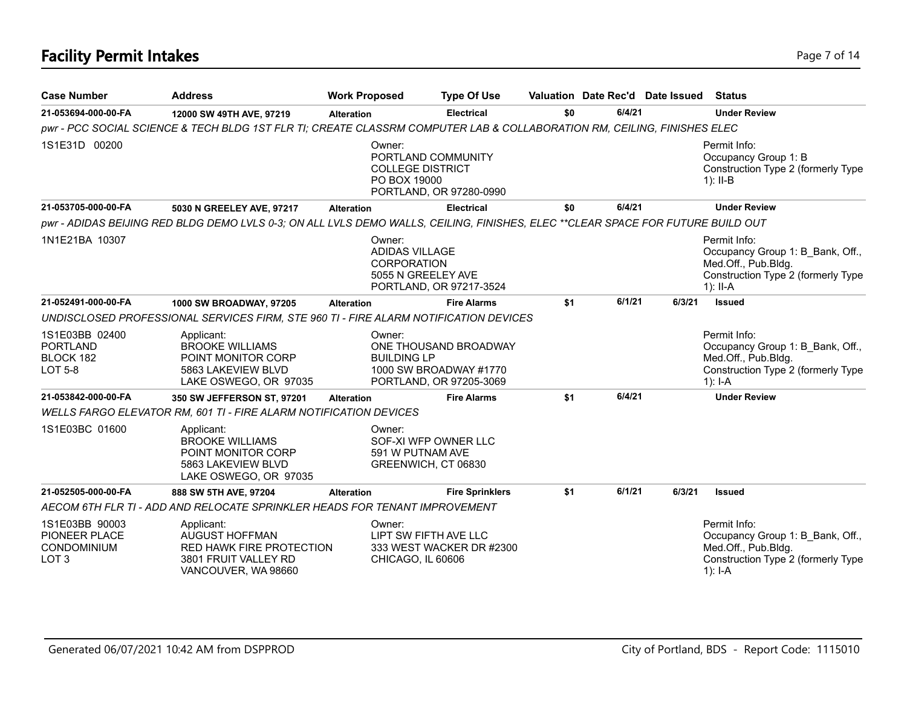# Facility Permit Intakes

| Case Number | Address | Work Proposed | Type Of Use | Valuation | Date Rec'd | Date Issued | Status |
|---|---|---|---|---|---|---|---|
| 21-053694-000-00-FA | 12000 SW 49TH AVE, 97219 | Alteration | Electrical | $0 | 6/4/21 | | Under Review |
| *pwr - PCC SOCIAL SCIENCE & TECH BLDG 1ST FLR TI; CREATE CLASSRM COMPUTER LAB & COLLABORATION RM, CEILING, FINISHES ELEC* | | | | | | | |
| 1S1E31D 00200 | | Owner: PORTLAND COMMUNITY COLLEGE DISTRICT PO BOX 19000 PORTLAND, OR 97280-0990 | | | | | Permit Info: Occupancy Group 1: B Construction Type 2 (formerly Type 1): II-B |
| 21-053705-000-00-FA | 5030 N GREELEY AVE, 97217 | Alteration | Electrical | $0 | 6/4/21 | | Under Review |
| *pwr - ADIDAS BEIJING RED BLDG DEMO LVLS 0-3; ON ALL LVLS DEMO WALLS, CEILING, FINISHES, ELEC **CLEAR SPACE FOR FUTURE BUILD OUT* | | | | | | | |
| 1N1E21BA 10307 | | Owner: ADIDAS VILLAGE CORPORATION 5055 N GREELEY AVE PORTLAND, OR 97217-3524 | | | | | Permit Info: Occupancy Group 1: B_Bank, Off., Med.Off., Pub.Bldg. Construction Type 2 (formerly Type 1): II-A |
| 21-052491-000-00-FA | 1000 SW BROADWAY, 97205 | Alteration | Fire Alarms | $1 | 6/1/21 | 6/3/21 | Issued |
| *UNDISCLOSED PROFESSIONAL SERVICES FIRM, STE 960 TI - FIRE ALARM NOTIFICATION DEVICES* | | | | | | | |
| 1S1E03BB 02400 PORTLAND BLOCK 182 LOT 5-8 | Applicant: BROOKE WILLIAMS POINT MONITOR CORP 5863 LAKEVIEW BLVD LAKE OSWEGO, OR 97035 | Owner: ONE THOUSAND BROADWAY BUILDING LP 1000 SW BROADWAY #1770 PORTLAND, OR 97205-3069 | | | | | Permit Info: Occupancy Group 1: B_Bank, Off., Med.Off., Pub.Bldg. Construction Type 2 (formerly Type 1): I-A |
| 21-053842-000-00-FA | 350 SW JEFFERSON ST, 97201 | Alteration | Fire Alarms | $1 | 6/4/21 | | Under Review |
| *WELLS FARGO ELEVATOR RM, 601 TI - FIRE ALARM NOTIFICATION DEVICES* | | | | | | | |
| 1S1E03BC 01600 | Applicant: BROOKE WILLIAMS POINT MONITOR CORP 5863 LAKEVIEW BLVD LAKE OSWEGO, OR 97035 | Owner: SOF-XI WFP OWNER LLC 591 W PUTNAM AVE GREENWICH, CT 06830 | | | | | |
| 21-052505-000-00-FA | 888 SW 5TH AVE, 97204 | Alteration | Fire Sprinklers | $1 | 6/1/21 | 6/3/21 | Issued |
| *AECOM 6TH FLR TI - ADD AND RELOCATE SPRINKLER HEADS FOR TENANT IMPROVEMENT* | | | | | | | |
| 1S1E03BB 90003 PIONEER PLACE CONDOMINIUM LOT 3 | Applicant: AUGUST HOFFMAN RED HAWK FIRE PROTECTION 3801 FRUIT VALLEY RD VANCOUVER, WA 98660 | Owner: LIPT SW FIFTH AVE LLC 333 WEST WACKER DR #2300 CHICAGO, IL 60606 | | | | | Permit Info: Occupancy Group 1: B_Bank, Off., Med.Off., Pub.Bldg. Construction Type 2 (formerly Type 1): I-A |

Generated 06/07/2021 10:42 AM from DSPPROD — City of Portland, BDS - Report Code: 1115010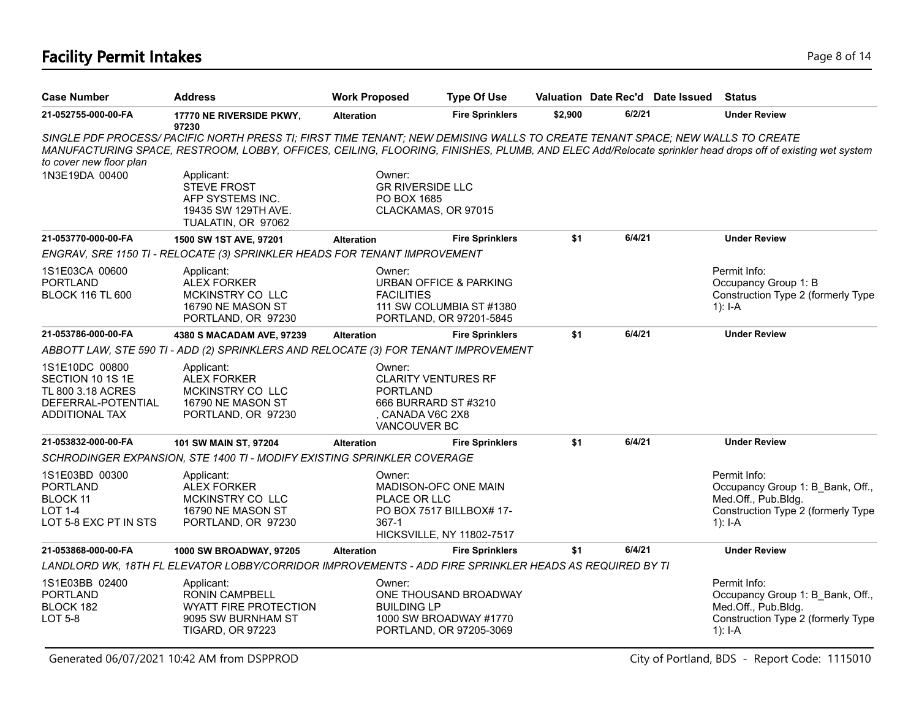# Facility Permit Intakes

| Case Number | Address | Work Proposed | Type Of Use | Valuation | Date Rec'd | Date Issued | Status |
|---|---|---|---|---|---|---|---|
| 21-052755-000-00-FA | 17770 NE RIVERSIDE PKWY, 97230 | Alteration | Fire Sprinklers | $2,900 | 6/2/21 | | Under Review |

*SINGLE PDF PROCESS/ PACIFIC NORTH PRESS TI; FIRST TIME TENANT; NEW DEMISING WALLS TO CREATE TENANT SPACE; NEW WALLS TO CREATE MANUFACTURING SPACE, RESTROOM, LOBBY, OFFICES, CEILING, FLOORING, FINISHES, PLUMB, AND ELEC Add/Relocate sprinkler head drops off of existing wet system to cover new floor plan*

1N3E19DA 00400

Applicant:
STEVE FROST
AFP SYSTEMS INC.
19435 SW 129TH AVE.
TUALATIN, OR 97062

Owner:
GR RIVERSIDE LLC
PO BOX 1685
CLACKAMAS, OR 97015

| Case Number | Address | Work Proposed | Type Of Use | Valuation | Date Rec'd | Date Issued | Status |
|---|---|---|---|---|---|---|---|
| 21-053770-000-00-FA | 1500 SW 1ST AVE, 97201 | Alteration | Fire Sprinklers | $1 | 6/4/21 | | Under Review |

*ENGRAV, SRE 1150 TI - RELOCATE (3) SPRINKLER HEADS FOR TENANT IMPROVEMENT*

1S1E03CA 00600
PORTLAND
BLOCK 116 TL 600

Applicant:
ALEX FORKER
MCKINSTRY CO LLC
16790 NE MASON ST
PORTLAND, OR 97230

Owner:
URBAN OFFICE & PARKING FACILITIES
111 SW COLUMBIA ST #1380
PORTLAND, OR 97201-5845

Permit Info:
Occupancy Group 1: B
Construction Type 2 (formerly Type 1): I-A

| Case Number | Address | Work Proposed | Type Of Use | Valuation | Date Rec'd | Date Issued | Status |
|---|---|---|---|---|---|---|---|
| 21-053786-000-00-FA | 4380 S MACADAM AVE, 97239 | Alteration | Fire Sprinklers | $1 | 6/4/21 | | Under Review |

*ABBOTT LAW, STE 590 TI - ADD (2) SPRINKLERS AND RELOCATE (3) FOR TENANT IMPROVEMENT*

1S1E10DC 00800
SECTION 10 1S 1E
TL 800 3.18 ACRES
DEFERRAL-POTENTIAL ADDITIONAL TAX

Applicant:
ALEX FORKER
MCKINSTRY CO LLC
16790 NE MASON ST
PORTLAND, OR 97230

Owner:
CLARITY VENTURES RF PORTLAND
666 BURRARD ST #3210
, CANADA V6C 2X8
VANCOUVER BC

| Case Number | Address | Work Proposed | Type Of Use | Valuation | Date Rec'd | Date Issued | Status |
|---|---|---|---|---|---|---|---|
| 21-053832-000-00-FA | 101 SW MAIN ST, 97204 | Alteration | Fire Sprinklers | $1 | 6/4/21 | | Under Review |

*SCHRODINGER EXPANSION, STE 1400 TI - MODIFY EXISTING SPRINKLER COVERAGE*

1S1E03BD 00300
PORTLAND
BLOCK 11
LOT 1-4
LOT 5-8 EXC PT IN STS

Applicant:
ALEX FORKER
MCKINSTRY CO LLC
16790 NE MASON ST
PORTLAND, OR 97230

Owner:
MADISON-OFC ONE MAIN PLACE OR LLC
PO BOX 7517 BILLBOX# 17-367-1
HICKSVILLE, NY 11802-7517

Permit Info:
Occupancy Group 1: B_Bank, Off., Med.Off., Pub.Bldg.
Construction Type 2 (formerly Type 1): I-A

| Case Number | Address | Work Proposed | Type Of Use | Valuation | Date Rec'd | Date Issued | Status |
|---|---|---|---|---|---|---|---|
| 21-053868-000-00-FA | 1000 SW BROADWAY, 97205 | Alteration | Fire Sprinklers | $1 | 6/4/21 | | Under Review |

*LANDLORD WK, 18TH FL ELEVATOR LOBBY/CORRIDOR IMPROVEMENTS - ADD FIRE SPRINKLER HEADS AS REQUIRED BY TI*

1S1E03BB 02400
PORTLAND
BLOCK 182
LOT 5-8

Applicant:
RONIN CAMPBELL
WYATT FIRE PROTECTION
9095 SW BURNHAM ST
TIGARD, OR 97223

Owner:
ONE THOUSAND BROADWAY BUILDING LP
1000 SW BROADWAY #1770
PORTLAND, OR 97205-3069

Permit Info:
Occupancy Group 1: B_Bank, Off., Med.Off., Pub.Bldg.
Construction Type 2 (formerly Type 1): I-A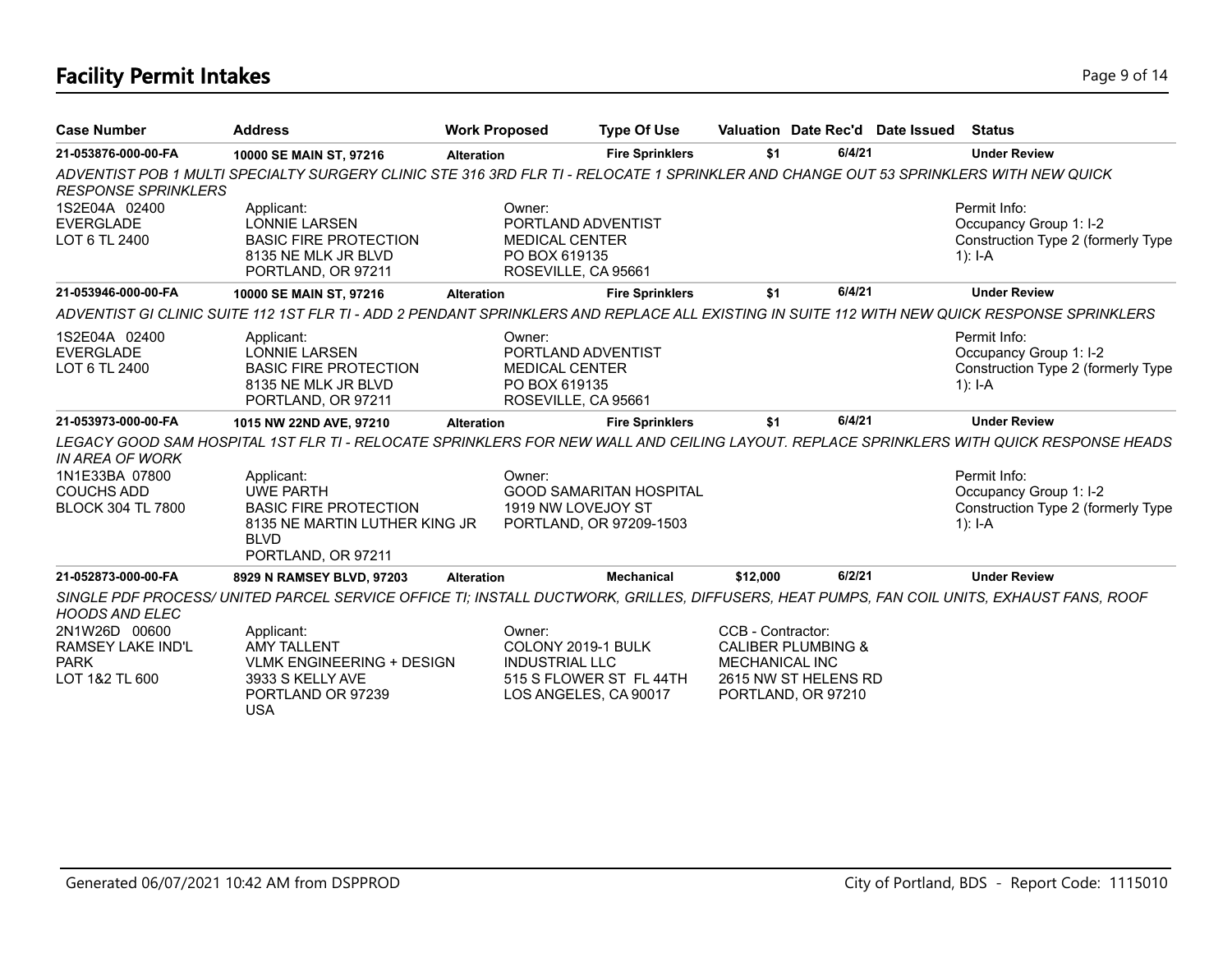# Facility Permit Intakes

| Case Number | Address | Work Proposed | Type Of Use | Valuation | Date Rec'd | Date Issued | Status |
|---|---|---|---|---|---|---|---|
| **21-053876-000-00-FA** | **10000 SE MAIN ST, 97216** | **Alteration** | **Fire Sprinklers** | **$1** | **6/4/21** | | **Under Review** |

*ADVENTIST POB 1 MULTI SPECIALTY SURGERY CLINIC STE 316 3RD FLR TI - RELOCATE 1 SPRINKLER AND CHANGE OUT 53 SPRINKLERS WITH NEW QUICK RESPONSE SPRINKLERS*

1S2E04A 02400
EVERGLADE
LOT 6 TL 2400

Applicant:
LONNIE LARSEN
BASIC FIRE PROTECTION
8135 NE MLK JR BLVD
PORTLAND, OR 97211

Owner:
PORTLAND ADVENTIST
MEDICAL CENTER
PO BOX 619135
ROSEVILLE, CA 95661

Permit Info:
Occupancy Group 1: I-2
Construction Type 2 (formerly Type 1): I-A

| Case Number | Address | Work Proposed | Type Of Use | Valuation | Date Rec'd | Date Issued | Status |
|---|---|---|---|---|---|---|---|
| **21-053946-000-00-FA** | **10000 SE MAIN ST, 97216** | **Alteration** | **Fire Sprinklers** | **$1** | **6/4/21** | | **Under Review** |

*ADVENTIST GI CLINIC SUITE 112 1ST FLR TI - ADD 2 PENDANT SPRINKLERS AND REPLACE ALL EXISTING IN SUITE 112 WITH NEW QUICK RESPONSE SPRINKLERS*

1S2E04A 02400
EVERGLADE
LOT 6 TL 2400

Applicant:
LONNIE LARSEN
BASIC FIRE PROTECTION
8135 NE MLK JR BLVD
PORTLAND, OR 97211

Owner:
PORTLAND ADVENTIST
MEDICAL CENTER
PO BOX 619135
ROSEVILLE, CA 95661

Permit Info:
Occupancy Group 1: I-2
Construction Type 2 (formerly Type 1): I-A

| Case Number | Address | Work Proposed | Type Of Use | Valuation | Date Rec'd | Date Issued | Status |
|---|---|---|---|---|---|---|---|
| **21-053973-000-00-FA** | **1015 NW 22ND AVE, 97210** | **Alteration** | **Fire Sprinklers** | **$1** | **6/4/21** | | **Under Review** |

*LEGACY GOOD SAM HOSPITAL 1ST FLR TI - RELOCATE SPRINKLERS FOR NEW WALL AND CEILING LAYOUT. REPLACE SPRINKLERS WITH QUICK RESPONSE HEADS IN AREA OF WORK*

1N1E33BA 07800
COUCHS ADD
BLOCK 304 TL 7800

Applicant:
UWE PARTH
BASIC FIRE PROTECTION
8135 NE MARTIN LUTHER KING JR BLVD
PORTLAND, OR 97211

Owner:
GOOD SAMARITAN HOSPITAL
1919 NW LOVEJOY ST
PORTLAND, OR 97209-1503

Permit Info:
Occupancy Group 1: I-2
Construction Type 2 (formerly Type 1): I-A

| Case Number | Address | Work Proposed | Type Of Use | Valuation | Date Rec'd | Date Issued | Status |
|---|---|---|---|---|---|---|---|
| **21-052873-000-00-FA** | **8929 N RAMSEY BLVD, 97203** | **Alteration** | **Mechanical** | **$12,000** | **6/2/21** | | **Under Review** |

*SINGLE PDF PROCESS/ UNITED PARCEL SERVICE OFFICE TI; INSTALL DUCTWORK, GRILLES, DIFFUSERS, HEAT PUMPS, FAN COIL UNITS, EXHAUST FANS, ROOF HOODS AND ELEC*

2N1W26D 00600
RAMSEY LAKE IND'L PARK
LOT 1&2 TL 600

Applicant:
AMY TALLENT
VLMK ENGINEERING + DESIGN
3933 S KELLY AVE
PORTLAND OR 97239
USA

Owner:
COLONY 2019-1 BULK
INDUSTRIAL LLC
515 S FLOWER ST FL 44TH
LOS ANGELES, CA 90017

CCB - Contractor:
CALIBER PLUMBING &
MECHANICAL INC
2615 NW ST HELENS RD
PORTLAND, OR 97210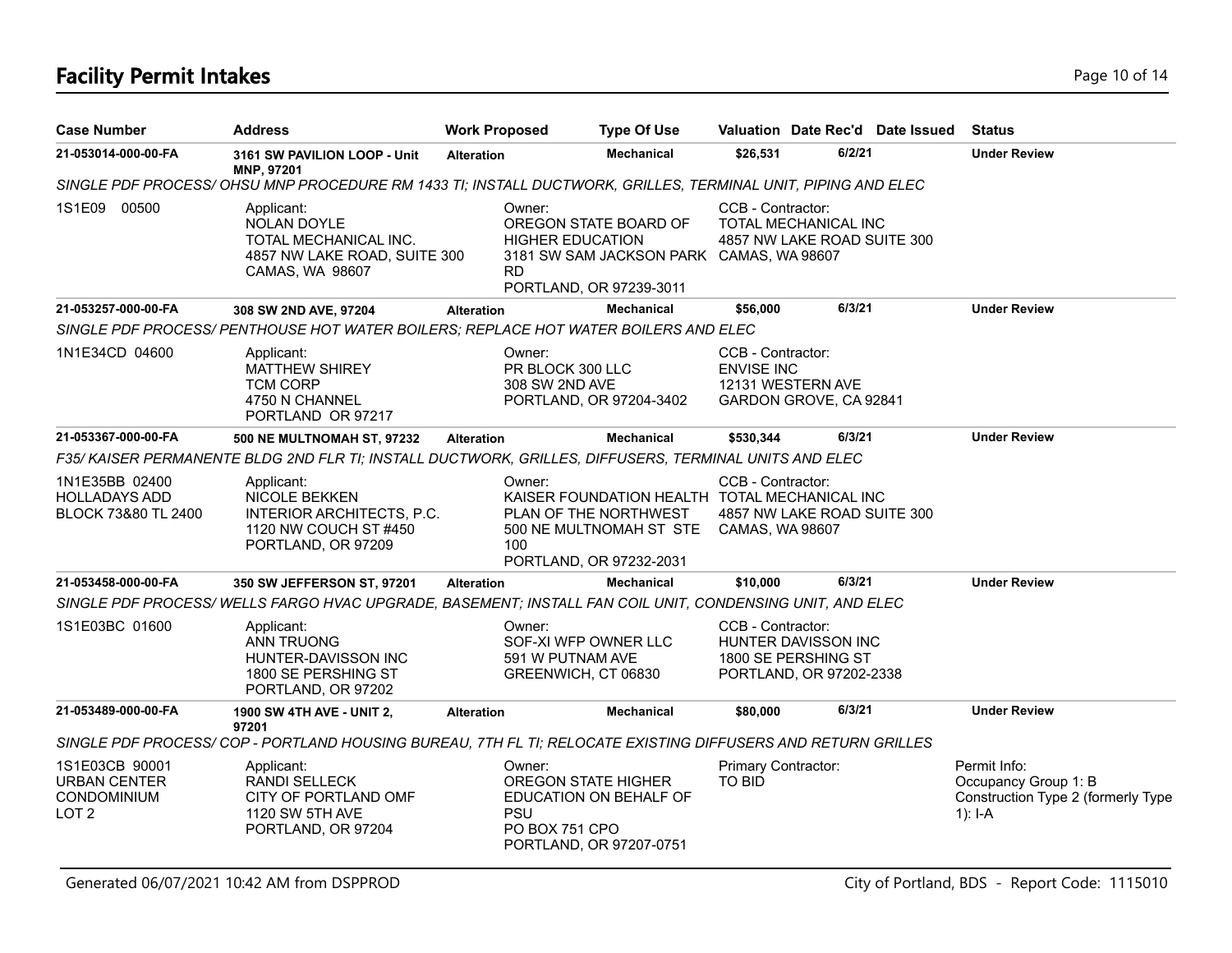# Facility Permit Intakes

| Case Number | Address | Work Proposed | Type Of Use | Valuation | Date Rec'd | Date Issued | Status |
|---|---|---|---|---|---|---|---|
| 21-053014-000-00-FA | 3161 SW PAVILION LOOP - Unit MNP, 97201 | Alteration | Mechanical | $26,531 | 6/2/21 | | Under Review |

*SINGLE PDF PROCESS/ OHSU MNP PROCEDURE RM 1433 TI; INSTALL DUCTWORK, GRILLES, TERMINAL UNIT, PIPING AND ELEC*

1S1E09 00500

Applicant:
NOLAN DOYLE
TOTAL MECHANICAL INC.
4857 NW LAKE ROAD, SUITE 300
CAMAS, WA 98607

Owner:
OREGON STATE BOARD OF HIGHER EDUCATION
3181 SW SAM JACKSON PARK RD
PORTLAND, OR 97239-3011

CCB - Contractor:
TOTAL MECHANICAL INC
4857 NW LAKE ROAD SUITE 300
CAMAS, WA 98607

| Case Number | Address | Work Proposed | Type Of Use | Valuation | Date Rec'd | Date Issued | Status |
|---|---|---|---|---|---|---|---|
| 21-053257-000-00-FA | 308 SW 2ND AVE, 97204 | Alteration | Mechanical | $56,000 | 6/3/21 | | Under Review |

*SINGLE PDF PROCESS/ PENTHOUSE HOT WATER BOILERS; REPLACE HOT WATER BOILERS AND ELEC*

1N1E34CD 04600

Applicant:
MATTHEW SHIREY
TCM CORP
4750 N CHANNEL
PORTLAND OR 97217

Owner:
PR BLOCK 300 LLC
308 SW 2ND AVE
PORTLAND, OR 97204-3402

CCB - Contractor:
ENVISE INC
12131 WESTERN AVE
GARDON GROVE, CA 92841

| Case Number | Address | Work Proposed | Type Of Use | Valuation | Date Rec'd | Date Issued | Status |
|---|---|---|---|---|---|---|---|
| 21-053367-000-00-FA | 500 NE MULTNOMAH ST, 97232 | Alteration | Mechanical | $530,344 | 6/3/21 | | Under Review |

*F35/ KAISER PERMANENTE BLDG 2ND FLR TI; INSTALL DUCTWORK, GRILLES, DIFFUSERS, TERMINAL UNITS AND ELEC*

1N1E35BB 02400
HOLLADAYS ADD
BLOCK 73&80 TL 2400

Applicant:
NICOLE BEKKEN
INTERIOR ARCHITECTS, P.C.
1120 NW COUCH ST #450
PORTLAND, OR 97209

Owner:
KAISER FOUNDATION HEALTH PLAN OF THE NORTHWEST
500 NE MULTNOMAH ST STE 100
PORTLAND, OR 97232-2031

CCB - Contractor:
TOTAL MECHANICAL INC
4857 NW LAKE ROAD SUITE 300
CAMAS, WA 98607

| Case Number | Address | Work Proposed | Type Of Use | Valuation | Date Rec'd | Date Issued | Status |
|---|---|---|---|---|---|---|---|
| 21-053458-000-00-FA | 350 SW JEFFERSON ST, 97201 | Alteration | Mechanical | $10,000 | 6/3/21 | | Under Review |

*SINGLE PDF PROCESS/ WELLS FARGO HVAC UPGRADE, BASEMENT; INSTALL FAN COIL UNIT, CONDENSING UNIT, AND ELEC*

1S1E03BC 01600

Applicant:
ANN TRUONG
HUNTER-DAVISSON INC
1800 SE PERSHING ST
PORTLAND, OR 97202

Owner:
SOF-XI WFP OWNER LLC
591 W PUTNAM AVE
GREENWICH, CT 06830

CCB - Contractor:
HUNTER DAVISSON INC
1800 SE PERSHING ST
PORTLAND, OR 97202-2338

| Case Number | Address | Work Proposed | Type Of Use | Valuation | Date Rec'd | Date Issued | Status |
|---|---|---|---|---|---|---|---|
| 21-053489-000-00-FA | 1900 SW 4TH AVE - UNIT 2, 97201 | Alteration | Mechanical | $80,000 | 6/3/21 | | Under Review |

*SINGLE PDF PROCESS/ COP - PORTLAND HOUSING BUREAU, 7TH FL TI; RELOCATE EXISTING DIFFUSERS AND RETURN GRILLES*

1S1E03CB 90001
URBAN CENTER CONDOMINIUM
LOT 2

Applicant:
RANDI SELLECK
CITY OF PORTLAND OMF
1120 SW 5TH AVE
PORTLAND, OR 97204

Owner:
OREGON STATE HIGHER EDUCATION ON BEHALF OF PSU
PO BOX 751 CPO
PORTLAND, OR 97207-0751

Primary Contractor:
TO BID

Permit Info:
Occupancy Group 1: B
Construction Type 2 (formerly Type 1): I-A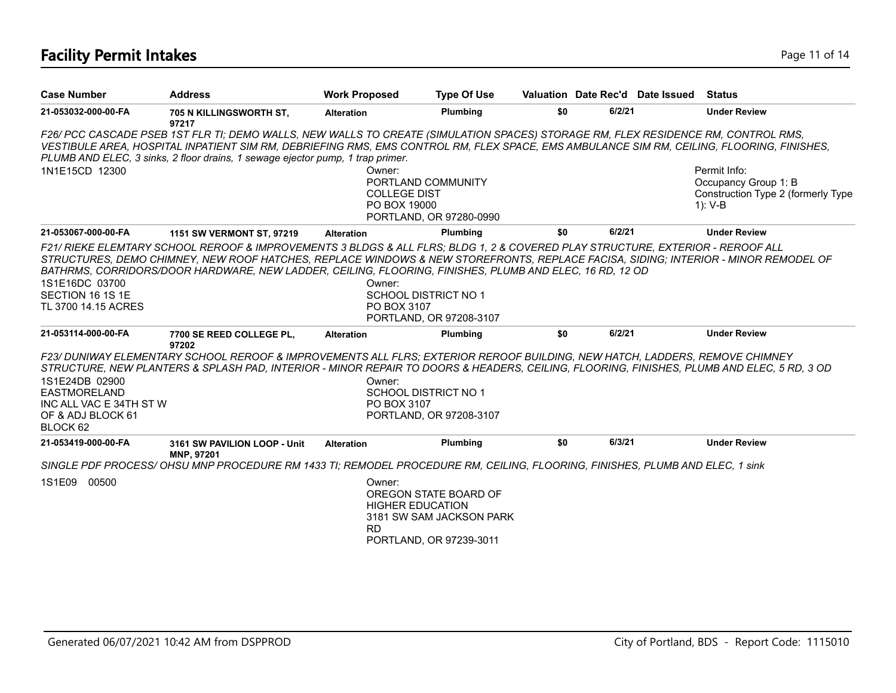# Facility Permit Intakes

| Case Number | Address | Work Proposed | Type Of Use | Valuation | Date Rec'd | Date Issued | Status |
|---|---|---|---|---|---|---|---|
| 21-053032-000-00-FA | 705 N KILLINGSWORTH ST, 97217 | Alteration | Plumbing | $0 | 6/2/21 | | Under Review |

*F26/ PCC CASCADE PSEB 1ST FLR TI; DEMO WALLS, NEW WALLS TO CREATE (SIMULATION SPACES) STORAGE RM, FLEX RESIDENCE RM, CONTROL RMS, VESTIBULE AREA, HOSPITAL INPATIENT SIM RM, DEBRIEFING RMS, EMS CONTROL RM, FLEX SPACE, EMS AMBULANCE SIM RM, CEILING, FLOORING, FINISHES, PLUMB AND ELEC, 3 sinks, 2 floor drains, 1 sewage ejector pump, 1 trap primer.*

1N1E15CD 12300

Owner:
PORTLAND COMMUNITY COLLEGE DIST
PO BOX 19000
PORTLAND, OR 97280-0990

Permit Info:
Occupancy Group 1: B
Construction Type 2 (formerly Type 1): V-B

| Case Number | Address | Work Proposed | Type Of Use | Valuation | Date Rec'd | Date Issued | Status |
|---|---|---|---|---|---|---|---|
| 21-053067-000-00-FA | 1151 SW VERMONT ST, 97219 | Alteration | Plumbing | $0 | 6/2/21 | | Under Review |

*F21/ RIEKE ELEMTARY SCHOOL REROOF & IMPROVEMENTS 3 BLDGS & ALL FLRS; BLDG 1, 2 & COVERED PLAY STRUCTURE, EXTERIOR - REROOF ALL STRUCTURES, DEMO CHIMNEY, NEW ROOF HATCHES, REPLACE WINDOWS & NEW STOREFRONTS, REPLACE FACISA, SIDING; INTERIOR - MINOR REMODEL OF BATHRMS, CORRIDORS/DOOR HARDWARE, NEW LADDER, CEILING, FLOORING, FINISHES, PLUMB AND ELEC, 16 RD, 12 OD*

1S1E16DC 03700
SECTION 16 1S 1E
TL 3700 14.15 ACRES

Owner:
SCHOOL DISTRICT NO 1
PO BOX 3107
PORTLAND, OR 97208-3107

| Case Number | Address | Work Proposed | Type Of Use | Valuation | Date Rec'd | Date Issued | Status |
|---|---|---|---|---|---|---|---|
| 21-053114-000-00-FA | 7700 SE REED COLLEGE PL, 97202 | Alteration | Plumbing | $0 | 6/2/21 | | Under Review |

*F23/ DUNIWAY ELEMENTARY SCHOOL REROOF & IMPROVEMENTS ALL FLRS; EXTERIOR REROOF BUILDING, NEW HATCH, LADDERS, REMOVE CHIMNEY STRUCTURE, NEW PLANTERS & SPLASH PAD, INTERIOR - MINOR REPAIR TO DOORS & HEADERS, CEILING, FLOORING, FINISHES, PLUMB AND ELEC, 5 RD, 3 OD*

1S1E24DB 02900
EASTMORELAND
INC ALL VAC E 34TH ST W OF & ADJ BLOCK 61
BLOCK 62

Owner:
SCHOOL DISTRICT NO 1
PO BOX 3107
PORTLAND, OR 97208-3107

| Case Number | Address | Work Proposed | Type Of Use | Valuation | Date Rec'd | Date Issued | Status |
|---|---|---|---|---|---|---|---|
| 21-053419-000-00-FA | 3161 SW PAVILION LOOP - Unit MNP, 97201 | Alteration | Plumbing | $0 | 6/3/21 | | Under Review |

*SINGLE PDF PROCESS/ OHSU MNP PROCEDURE RM 1433 TI; REMODEL PROCEDURE RM, CEILING, FLOORING, FINISHES, PLUMB AND ELEC, 1 sink*

1S1E09 00500

Owner:
OREGON STATE BOARD OF HIGHER EDUCATION
3181 SW SAM JACKSON PARK RD
PORTLAND, OR 97239-3011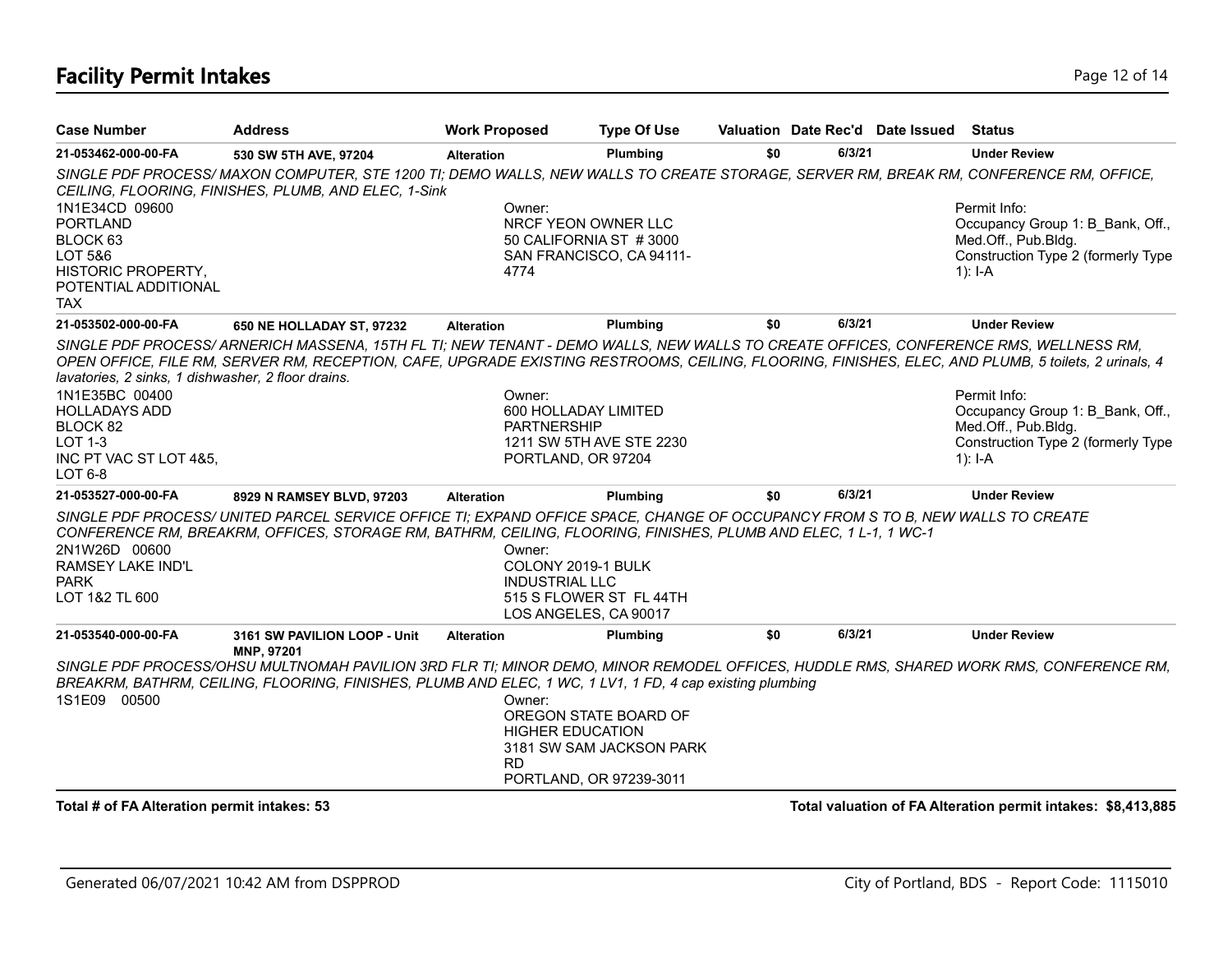# Facility Permit Intakes

| Case Number | Address | Work Proposed | Type Of Use | Valuation | Date Rec'd | Date Issued | Status |
|---|---|---|---|---|---|---|---|
| 21-053462-000-00-FA | 530 SW 5TH AVE, 97204 | Alteration | Plumbing | $0 | 6/3/21 | | Under Review |

*SINGLE PDF PROCESS/ MAXON COMPUTER, STE 1200 TI; DEMO WALLS, NEW WALLS TO CREATE STORAGE, SERVER RM, BREAK RM, CONFERENCE RM, OFFICE, CEILING, FLOORING, FINISHES, PLUMB, AND ELEC, 1-Sink*

1N1E34CD 09600
PORTLAND
BLOCK 63
LOT 5&6
HISTORIC PROPERTY,
POTENTIAL ADDITIONAL
TAX

Owner:
NRCF YEON OWNER LLC
50 CALIFORNIA ST # 3000
SAN FRANCISCO, CA 94111-4774

Permit Info:
Occupancy Group 1: B_Bank, Off., Med.Off., Pub.Bldg.
Construction Type 2 (formerly Type 1): I-A

| Case Number | Address | Work Proposed | Type Of Use | Valuation | Date Rec'd | Date Issued | Status |
|---|---|---|---|---|---|---|---|
| 21-053502-000-00-FA | 650 NE HOLLADAY ST, 97232 | Alteration | Plumbing | $0 | 6/3/21 | | Under Review |

*SINGLE PDF PROCESS/ ARNERICH MASSENA, 15TH FL TI; NEW TENANT - DEMO WALLS, NEW WALLS TO CREATE OFFICES, CONFERENCE RMS, WELLNESS RM, OPEN OFFICE, FILE RM, SERVER RM, RECEPTION, CAFE, UPGRADE EXISTING RESTROOMS, CEILING, FLOORING, FINISHES, ELEC, AND PLUMB, 5 toilets, 2 urinals, 4 lavatories, 2 sinks, 1 dishwasher, 2 floor drains.*

1N1E35BC 00400
HOLLADAYS ADD
BLOCK 82
LOT 1-3
INC PT VAC ST LOT 4&5,
LOT 6-8

Owner:
600 HOLLADAY LIMITED PARTNERSHIP
1211 SW 5TH AVE STE 2230
PORTLAND, OR 97204

Permit Info:
Occupancy Group 1: B_Bank, Off., Med.Off., Pub.Bldg.
Construction Type 2 (formerly Type 1): I-A

| Case Number | Address | Work Proposed | Type Of Use | Valuation | Date Rec'd | Date Issued | Status |
|---|---|---|---|---|---|---|---|
| 21-053527-000-00-FA | 8929 N RAMSEY BLVD, 97203 | Alteration | Plumbing | $0 | 6/3/21 | | Under Review |

*SINGLE PDF PROCESS/ UNITED PARCEL SERVICE OFFICE TI; EXPAND OFFICE SPACE, CHANGE OF OCCUPANCY FROM S TO B, NEW WALLS TO CREATE CONFERENCE RM, BREAKRM, OFFICES, STORAGE RM, BATHRM, CEILING, FLOORING, FINISHES, PLUMB AND ELEC, 1 L-1, 1 WC-1*

2N1W26D 00600
RAMSEY LAKE IND'L PARK
LOT 1&2 TL 600

Owner:
COLONY 2019-1 BULK INDUSTRIAL LLC
515 S FLOWER ST FL 44TH
LOS ANGELES, CA 90017

| Case Number | Address | Work Proposed | Type Of Use | Valuation | Date Rec'd | Date Issued | Status |
|---|---|---|---|---|---|---|---|
| 21-053540-000-00-FA | 3161 SW PAVILION LOOP - Unit MNP, 97201 | Alteration | Plumbing | $0 | 6/3/21 | | Under Review |

*SINGLE PDF PROCESS/OHSU MULTNOMAH PAVILION 3RD FLR TI; MINOR DEMO, MINOR REMODEL OFFICES, HUDDLE RMS, SHARED WORK RMS, CONFERENCE RM, BREAKRM, BATHRM, CEILING, FLOORING, FINISHES, PLUMB AND ELEC, 1 WC, 1 LV1, 1 FD, 4 cap existing plumbing*

1S1E09 00500

Owner:
OREGON STATE BOARD OF HIGHER EDUCATION
3181 SW SAM JACKSON PARK RD
PORTLAND, OR 97239-3011

**Total # of FA Alteration permit intakes: 53**

**Total valuation of FA Alteration permit intakes: $8,413,885**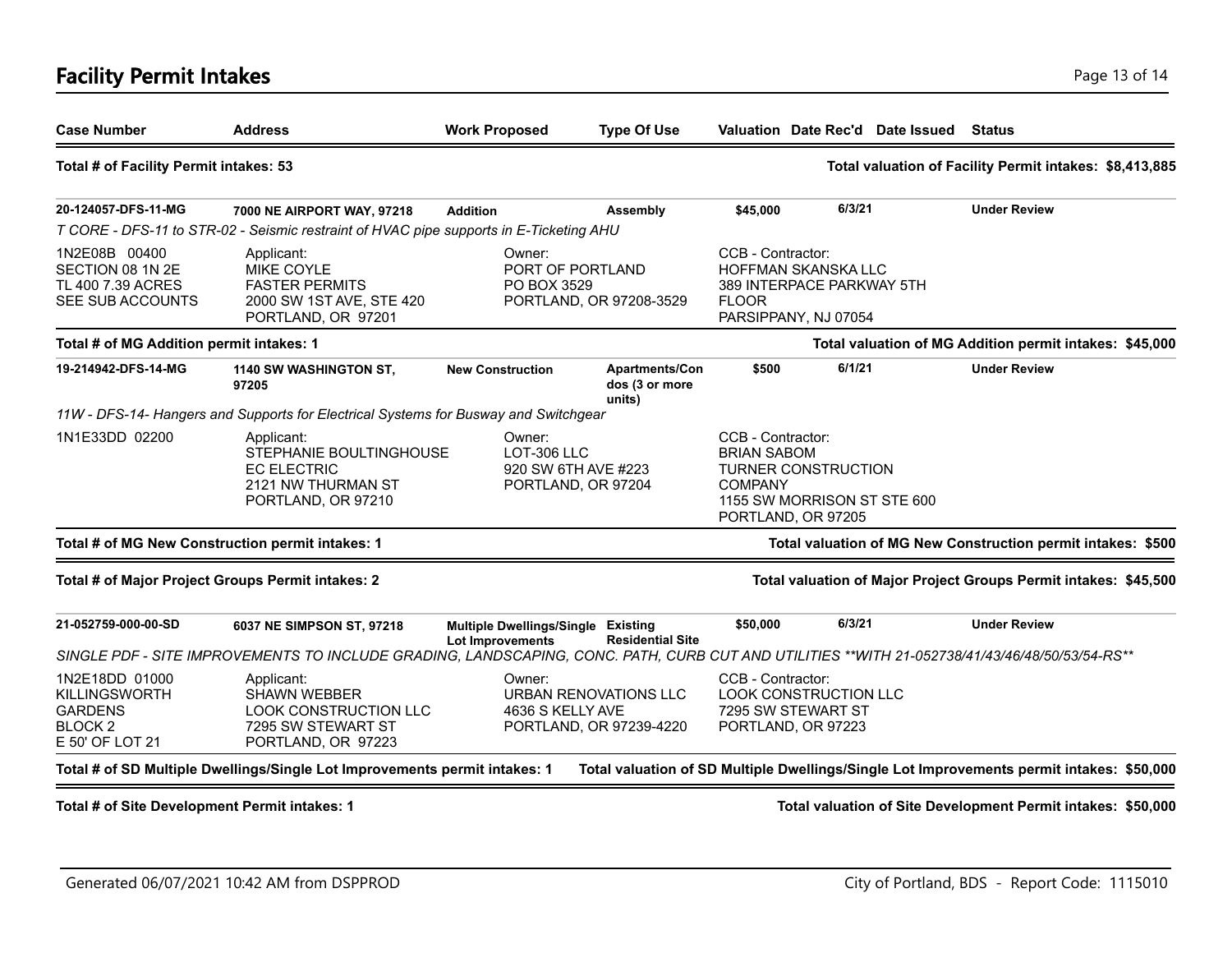# Facility Permit Intakes

| Case Number | Address | Work Proposed | Type Of Use | Valuation | Date Rec'd | Date Issued | Status |
|---|---|---|---|---|---|---|---|

**Total # of Facility Permit intakes: 53** — **Total valuation of Facility Permit intakes: $8,413,885**

| Case Number | Address | Work Proposed | Type Of Use | Valuation | Date Rec'd | Date Issued | Status |
|---|---|---|---|---|---|---|---|
| **20-124057-DFS-11-MG** | **7000 NE AIRPORT WAY, 97218** | **Addition** | **Assembly** | **$45,000** | **6/3/21** | | **Under Review** |

*T CORE - DFS-11 to STR-02 - Seismic restraint of HVAC pipe supports in E-Ticketing AHU*

1N2E08B 00400
SECTION 08 1N 2E
TL 400 7.39 ACRES
SEE SUB ACCOUNTS

Applicant:
MIKE COYLE
FASTER PERMITS
2000 SW 1ST AVE, STE 420
PORTLAND, OR 97201

Owner:
PORT OF PORTLAND
PO BOX 3529
PORTLAND, OR 97208-3529

CCB - Contractor:
HOFFMAN SKANSKA LLC
389 INTERPACE PARKWAY 5TH FLOOR
PARSIPPANY, NJ 07054

**Total # of MG Addition permit intakes: 1** — **Total valuation of MG Addition permit intakes: $45,000**

| Case Number | Address | Work Proposed | Type Of Use | Valuation | Date Rec'd | Date Issued | Status |
|---|---|---|---|---|---|---|---|
| **19-214942-DFS-14-MG** | **1140 SW WASHINGTON ST, 97205** | **New Construction** | **Apartments/Condos (3 or more units)** | **$500** | **6/1/21** | | **Under Review** |

*11W - DFS-14- Hangers and Supports for Electrical Systems for Busway and Switchgear*

1N1E33DD 02200

Applicant:
STEPHANIE BOULTINGHOUSE
EC ELECTRIC
2121 NW THURMAN ST
PORTLAND, OR 97210

Owner:
LOT-306 LLC
920 SW 6TH AVE #223
PORTLAND, OR 97204

CCB - Contractor:
BRIAN SABOM
TURNER CONSTRUCTION COMPANY
1155 SW MORRISON ST STE 600
PORTLAND, OR 97205

**Total # of MG New Construction permit intakes: 1** — **Total valuation of MG New Construction permit intakes: $500**

**Total # of Major Project Groups Permit intakes: 2** — **Total valuation of Major Project Groups Permit intakes: $45,500**

| Case Number | Address | Work Proposed | Type Of Use | Valuation | Date Rec'd | Date Issued | Status |
|---|---|---|---|---|---|---|---|
| **21-052759-000-00-SD** | **6037 NE SIMPSON ST, 97218** | **Multiple Dwellings/Single Lot Improvements** | **Existing Residential Site** | **$50,000** | **6/3/21** | | **Under Review** |

*SINGLE PDF - SITE IMPROVEMENTS TO INCLUDE GRADING, LANDSCAPING, CONC. PATH, CURB CUT AND UTILITIES **WITH 21-052738/41/43/46/48/50/53/54-RS***

1N2E18DD 01000
KILLINGSWORTH GARDENS
BLOCK 2
E 50' OF LOT 21

Applicant:
SHAWN WEBBER
LOOK CONSTRUCTION LLC
7295 SW STEWART ST
PORTLAND, OR 97223

Owner:
URBAN RENOVATIONS LLC
4636 S KELLY AVE
PORTLAND, OR 97239-4220

CCB - Contractor:
LOOK CONSTRUCTION LLC
7295 SW STEWART ST
PORTLAND, OR 97223

**Total # of SD Multiple Dwellings/Single Lot Improvements permit intakes: 1** — **Total valuation of SD Multiple Dwellings/Single Lot Improvements permit intakes: $50,000**

**Total # of Site Development Permit intakes: 1** — **Total valuation of Site Development Permit intakes: $50,000**

Generated 06/07/2021 10:42 AM from DSPPROD — City of Portland, BDS - Report Code: 1115010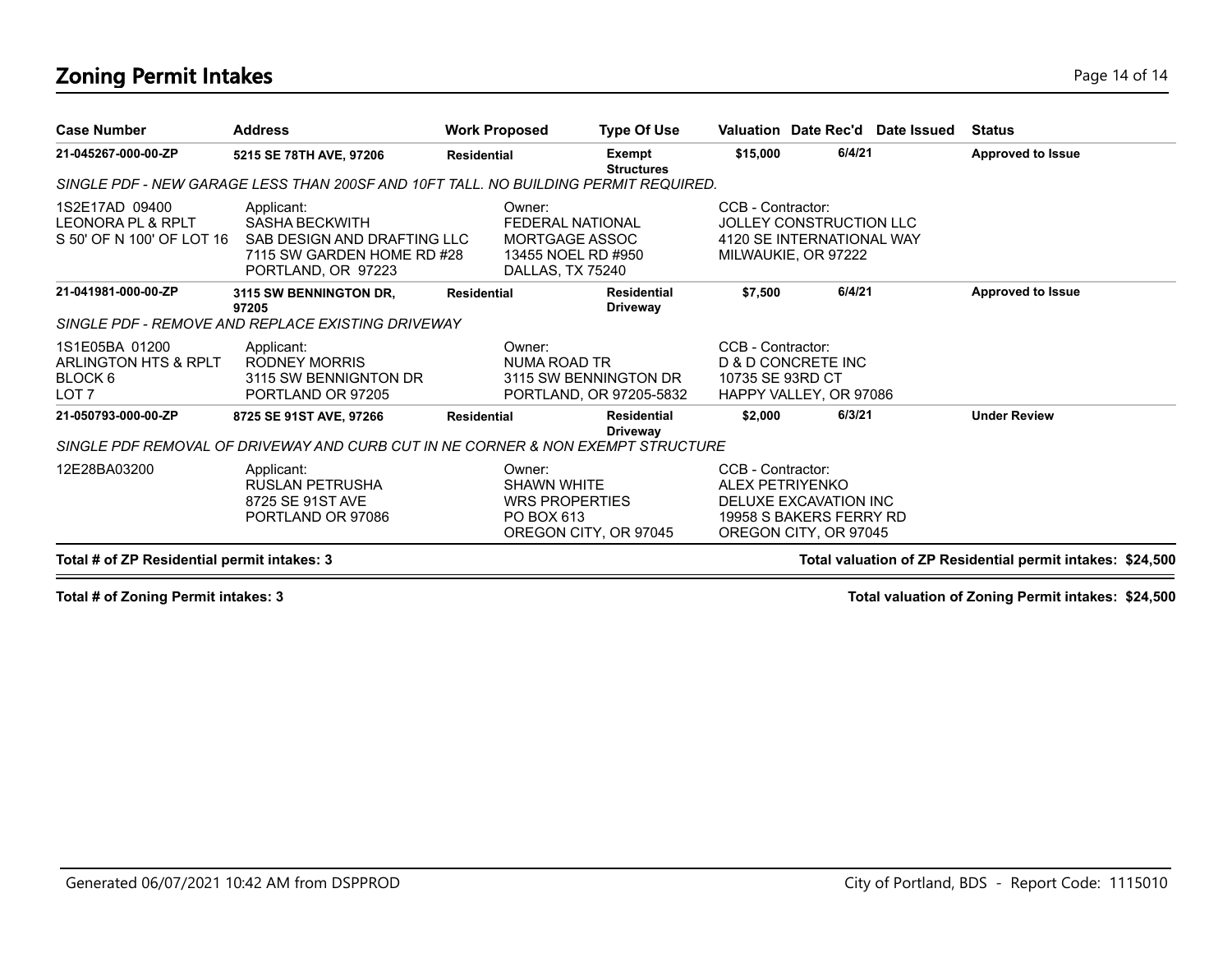# Zoning Permit Intakes

| Case Number | Address | Work Proposed | Type Of Use | Valuation | Date Rec'd | Date Issued | Status |
|---|---|---|---|---|---|---|---|
| 21-045267-000-00-ZP | 5215 SE 78TH AVE, 97206 | Residential | Exempt Structures | $15,000 | 6/4/21 | | Approved to Issue |

*SINGLE PDF - NEW GARAGE LESS THAN 200SF AND 10FT TALL. NO BUILDING PERMIT REQUIRED.*

| | | | |
|---|---|---|---|
| 1S2E17AD 09400<br>LEONORA PL & RPLT<br>S 50' OF N 100' OF LOT 16 | Applicant:<br>SASHA BECKWITH<br>SAB DESIGN AND DRAFTING LLC<br>7115 SW GARDEN HOME RD #28<br>PORTLAND, OR 97223 | Owner:<br>FEDERAL NATIONAL<br>MORTGAGE ASSOC<br>13455 NOEL RD #950<br>DALLAS, TX 75240 | CCB - Contractor:<br>JOLLEY CONSTRUCTION LLC<br>4120 SE INTERNATIONAL WAY<br>MILWAUKIE, OR 97222 |

| Case Number | Address | Work Proposed | Type Of Use | Valuation | Date Rec'd | Date Issued | Status |
|---|---|---|---|---|---|---|---|
| 21-041981-000-00-ZP | 3115 SW BENNINGTON DR, 97205 | Residential | Residential Driveway | $7,500 | 6/4/21 | | Approved to Issue |

*SINGLE PDF - REMOVE AND REPLACE EXISTING DRIVEWAY*

| | | | |
|---|---|---|---|
| 1S1E05BA 01200<br>ARLINGTON HTS & RPLT<br>BLOCK 6<br>LOT 7 | Applicant:<br>RODNEY MORRIS<br>3115 SW BENNIGNTON DR<br>PORTLAND OR 97205 | Owner:<br>NUMA ROAD TR<br>3115 SW BENNINGTON DR<br>PORTLAND, OR 97205-5832 | CCB - Contractor:<br>D & D CONCRETE INC<br>10735 SE 93RD CT<br>HAPPY VALLEY, OR 97086 |

| Case Number | Address | Work Proposed | Type Of Use | Valuation | Date Rec'd | Date Issued | Status |
|---|---|---|---|---|---|---|---|
| 21-050793-000-00-ZP | 8725 SE 91ST AVE, 97266 | Residential | Residential Driveway | $2,000 | 6/3/21 | | Under Review |

*SINGLE PDF REMOVAL OF DRIVEWAY AND CURB CUT IN NE CORNER & NON EXEMPT STRUCTURE*

| | | | |
|---|---|---|---|
| 12E28BA03200 | Applicant:<br>RUSLAN PETRUSHA<br>8725 SE 91ST AVE<br>PORTLAND OR 97086 | Owner:<br>SHAWN WHITE<br>WRS PROPERTIES<br>PO BOX 613<br>OREGON CITY, OR 97045 | CCB - Contractor:<br>ALEX PETRIYENKO<br>DELUXE EXCAVATION INC<br>19958 S BAKERS FERRY RD<br>OREGON CITY, OR 97045 |

**Total # of ZP Residential permit intakes: 3** — **Total valuation of ZP Residential permit intakes: $24,500**

**Total # of Zoning Permit intakes: 3** — **Total valuation of Zoning Permit intakes: $24,500**

Generated 06/07/2021 10:42 AM from DSPPROD

City of Portland, BDS - Report Code: 1115010